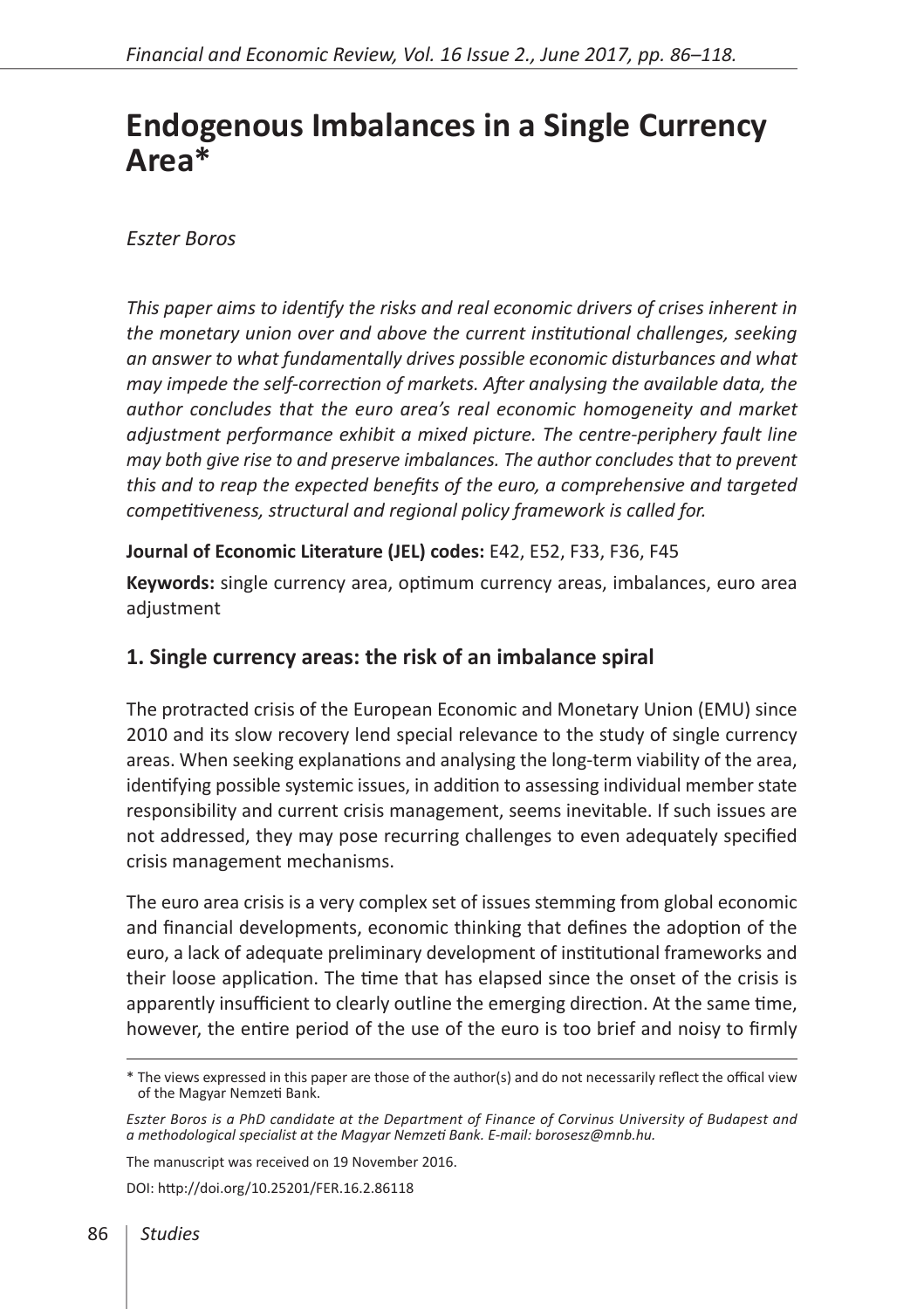# Endogenous Imbalances in a Single Currency Area*

*Eszter Boros*

*This paper aims to identify the risks and real economic drivers of crises inherent in the monetary union over and above the current institutional challenges, seeking an answer to what fundamentally drives possible economic disturbances and what may impede the self-correction of markets. After analysing the available data, the author concludes that the euro area's real economic homogeneity and market adjustment performance exhibit a mixed picture. The centre-periphery fault line may both give rise to and preserve imbalances. The author concludes that to prevent this and to reap the expected benefits of the euro, a comprehensive and targeted competitiveness, structural and regional policy framework is called for.*

**Journal of Economic Literature (JEL) codes:** E42, E52, F33, F36, F45

**Keywords:** single currency area, optimum currency areas, imbalances, euro area adjustment

## 1. Single currency areas: the risk of an imbalance spiral

The protracted crisis of the European Economic and Monetary Union (EMU) since 2010 and its slow recovery lend special relevance to the study of single currency areas. When seeking explanations and analysing the long-term viability of the area, identifying possible systemic issues, in addition to assessing individual member state responsibility and current crisis management, seems inevitable. If such issues are not addressed, they may pose recurring challenges to even adequately specified crisis management mechanisms.

The euro area crisis is a very complex set of issues stemming from global economic and financial developments, economic thinking that defines the adoption of the euro, a lack of adequate preliminary development of institutional frameworks and their loose application. The time that has elapsed since the onset of the crisis is apparently insufficient to clearly outline the emerging direction. At the same time, however, the entire period of the use of the euro is too brief and noisy to firmly

\* The views expressed in this paper are those of the author(s) and do not necessarily reflect the offical view of the Magyar Nemzeti Bank.

*Eszter Boros is a PhD candidate at the Department of Finance of Corvinus University of Budapest and a methodological specialist at the Magyar Nemzeti Bank. E-mail: borosesz@mnb.hu.*

The manuscript was received on 19 November 2016.

DOI: http://doi.org/10.25201/FER.16.2.86118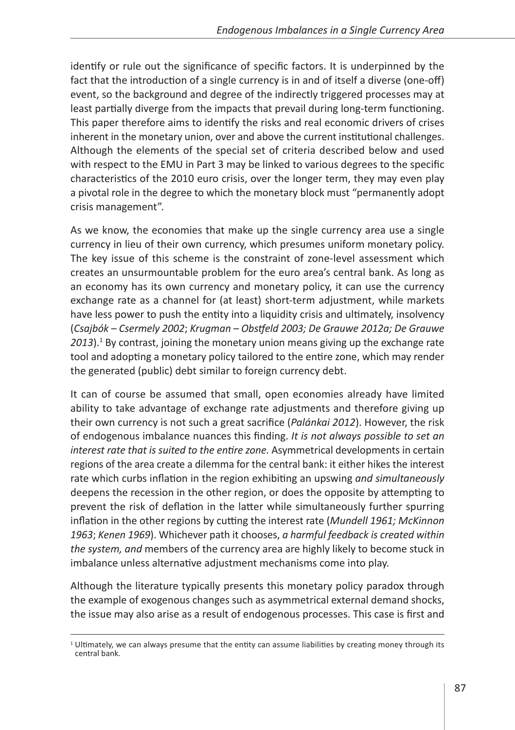identify or rule out the significance of specific factors. It is underpinned by the fact that the introduction of a single currency is in and of itself a diverse (one-off) event, so the background and degree of the indirectly triggered processes may at least partially diverge from the impacts that prevail during long-term functioning. This paper therefore aims to identify the risks and real economic drivers of crises inherent in the monetary union, over and above the current institutional challenges. Although the elements of the special set of criteria described below and used with respect to the EMU in Part 3 may be linked to various degrees to the specific characteristics of the 2010 euro crisis, over the longer term, they may even play a pivotal role in the degree to which the monetary block must "permanently adopt crisis management".

As we know, the economies that make up the single currency area use a single currency in lieu of their own currency, which presumes uniform monetary policy. The key issue of this scheme is the constraint of zone-level assessment which creates an unsurmountable problem for the euro area's central bank. As long as an economy has its own currency and monetary policy, it can use the currency exchange rate as a channel for (at least) short-term adjustment, while markets have less power to push the entity into a liquidity crisis and ultimately, insolvency (*Csajbók – Csermely 2002*; *Krugman – Obstfeld 2003; De Grauwe 2012a; De Grauwe 2013*).[1] By contrast, joining the monetary union means giving up the exchange rate tool and adopting a monetary policy tailored to the entire zone, which may render the generated (public) debt similar to foreign currency debt.

It can of course be assumed that small, open economies already have limited ability to take advantage of exchange rate adjustments and therefore giving up their own currency is not such a great sacrifice (*Palánkai 2012*). However, the risk of endogenous imbalance nuances this finding. *It is not always possible to set an interest rate that is suited to the entire zone.* Asymmetrical developments in certain regions of the area create a dilemma for the central bank: it either hikes the interest rate which curbs inflation in the region exhibiting an upswing *and simultaneously* deepens the recession in the other region, or does the opposite by attempting to prevent the risk of deflation in the latter while simultaneously further spurring inflation in the other regions by cutting the interest rate (*Mundell 1961; McKinnon 1963*; *Kenen 1969*). Whichever path it chooses, *a harmful feedback is created within the system, and* members of the currency area are highly likely to become stuck in imbalance unless alternative adjustment mechanisms come into play.

Although the literature typically presents this monetary policy paradox through the example of exogenous changes such as asymmetrical external demand shocks, the issue may also arise as a result of endogenous processes. This case is first and

[1] Ultimately, we can always presume that the entity can assume liabilities by creating money through its central bank.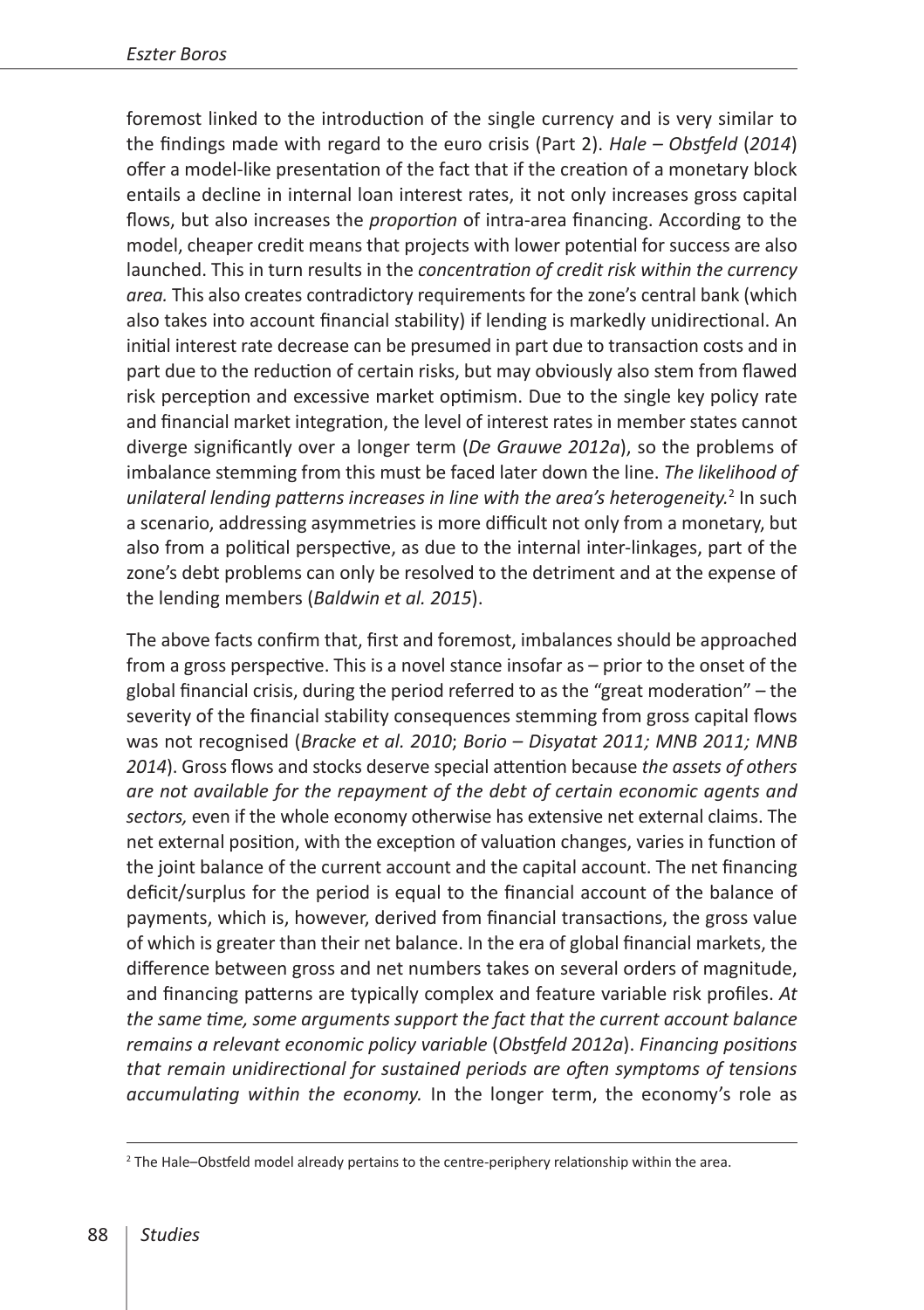foremost linked to the introduction of the single currency and is very similar to the findings made with regard to the euro crisis (Part 2). *Hale – Obstfeld* (*2014*) offer a model-like presentation of the fact that if the creation of a monetary block entails a decline in internal loan interest rates, it not only increases gross capital flows, but also increases the *proportion* of intra-area financing. According to the model, cheaper credit means that projects with lower potential for success are also launched. This in turn results in the *concentration of credit risk within the currency area.* This also creates contradictory requirements for the zone's central bank (which also takes into account financial stability) if lending is markedly unidirectional. An initial interest rate decrease can be presumed in part due to transaction costs and in part due to the reduction of certain risks, but may obviously also stem from flawed risk perception and excessive market optimism. Due to the single key policy rate and financial market integration, the level of interest rates in member states cannot diverge significantly over a longer term (*De Grauwe 2012a*), so the problems of imbalance stemming from this must be faced later down the line. *The likelihood of unilateral lending patterns increases in line with the area's heterogeneity.*[2] In such a scenario, addressing asymmetries is more difficult not only from a monetary, but also from a political perspective, as due to the internal inter-linkages, part of the zone's debt problems can only be resolved to the detriment and at the expense of the lending members (*Baldwin et al. 2015*).

The above facts confirm that, first and foremost, imbalances should be approached from a gross perspective. This is a novel stance insofar as – prior to the onset of the global financial crisis, during the period referred to as the "great moderation" – the severity of the financial stability consequences stemming from gross capital flows was not recognised (*Bracke et al. 2010*; *Borio – Disyatat 2011; MNB 2011; MNB 2014*). Gross flows and stocks deserve special attention because *the assets of others are not available for the repayment of the debt of certain economic agents and sectors,* even if the whole economy otherwise has extensive net external claims. The net external position, with the exception of valuation changes, varies in function of the joint balance of the current account and the capital account. The net financing deficit/surplus for the period is equal to the financial account of the balance of payments, which is, however, derived from financial transactions, the gross value of which is greater than their net balance. In the era of global financial markets, the difference between gross and net numbers takes on several orders of magnitude, and financing patterns are typically complex and feature variable risk profiles. *At the same time, some arguments support the fact that the current account balance remains a relevant economic policy variable* (*Obstfeld 2012a*). *Financing positions that remain unidirectional for sustained periods are often symptoms of tensions accumulating within the economy.* In the longer term, the economy's role as

[2] The Hale–Obstfeld model already pertains to the centre-periphery relationship within the area.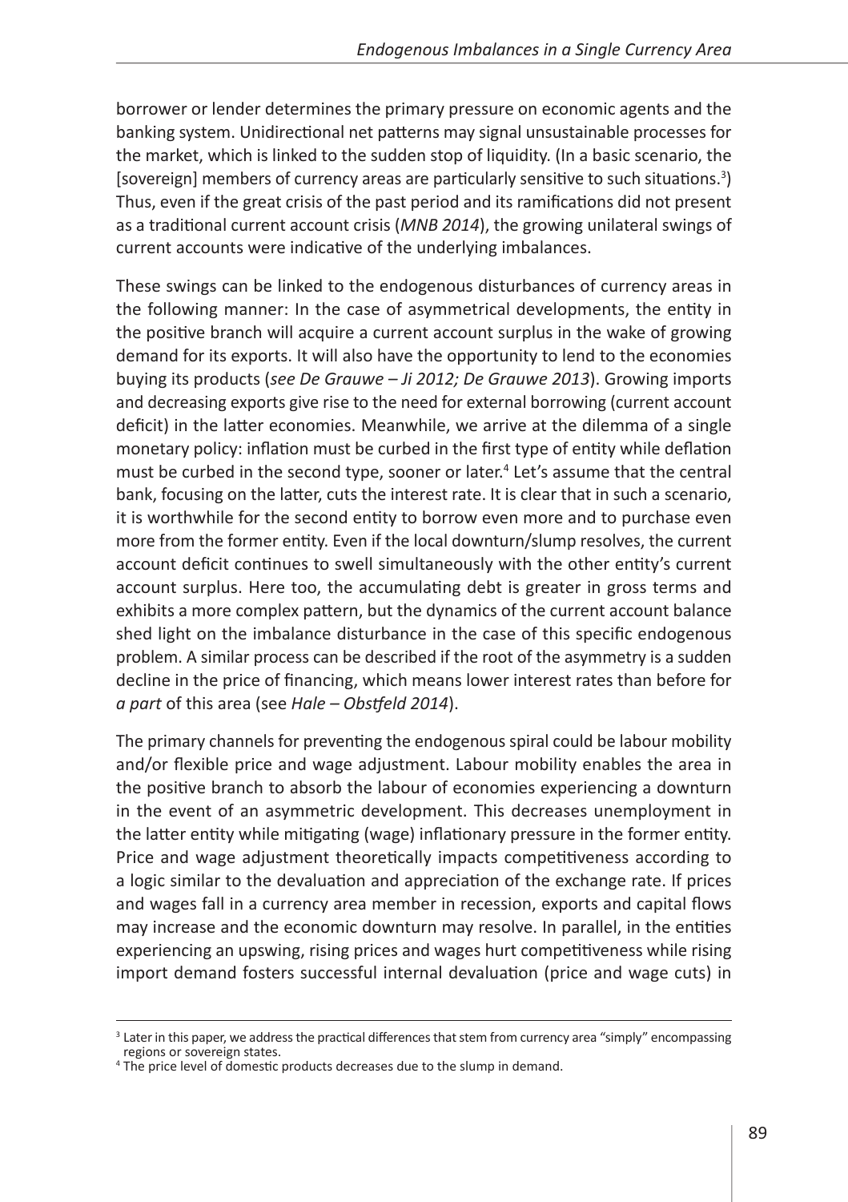borrower or lender determines the primary pressure on economic agents and the banking system. Unidirectional net patterns may signal unsustainable processes for the market, which is linked to the sudden stop of liquidity. (In a basic scenario, the [sovereign] members of currency areas are particularly sensitive to such situations.[3]) Thus, even if the great crisis of the past period and its ramifications did not present as a traditional current account crisis (*MNB 2014*), the growing unilateral swings of current accounts were indicative of the underlying imbalances.

These swings can be linked to the endogenous disturbances of currency areas in the following manner: In the case of asymmetrical developments, the entity in the positive branch will acquire a current account surplus in the wake of growing demand for its exports. It will also have the opportunity to lend to the economies buying its products (*see De Grauwe – Ji 2012; De Grauwe 2013*). Growing imports and decreasing exports give rise to the need for external borrowing (current account deficit) in the latter economies. Meanwhile, we arrive at the dilemma of a single monetary policy: inflation must be curbed in the first type of entity while deflation must be curbed in the second type, sooner or later.[4] Let's assume that the central bank, focusing on the latter, cuts the interest rate. It is clear that in such a scenario, it is worthwhile for the second entity to borrow even more and to purchase even more from the former entity. Even if the local downturn/slump resolves, the current account deficit continues to swell simultaneously with the other entity's current account surplus. Here too, the accumulating debt is greater in gross terms and exhibits a more complex pattern, but the dynamics of the current account balance shed light on the imbalance disturbance in the case of this specific endogenous problem. A similar process can be described if the root of the asymmetry is a sudden decline in the price of financing, which means lower interest rates than before for *a part* of this area (see *Hale – Obstfeld 2014*).

The primary channels for preventing the endogenous spiral could be labour mobility and/or flexible price and wage adjustment. Labour mobility enables the area in the positive branch to absorb the labour of economies experiencing a downturn in the event of an asymmetric development. This decreases unemployment in the latter entity while mitigating (wage) inflationary pressure in the former entity. Price and wage adjustment theoretically impacts competitiveness according to a logic similar to the devaluation and appreciation of the exchange rate. If prices and wages fall in a currency area member in recession, exports and capital flows may increase and the economic downturn may resolve. In parallel, in the entities experiencing an upswing, rising prices and wages hurt competitiveness while rising import demand fosters successful internal devaluation (price and wage cuts) in

[3] Later in this paper, we address the practical differences that stem from currency area "simply" encompassing regions or sovereign states.

[4] The price level of domestic products decreases due to the slump in demand.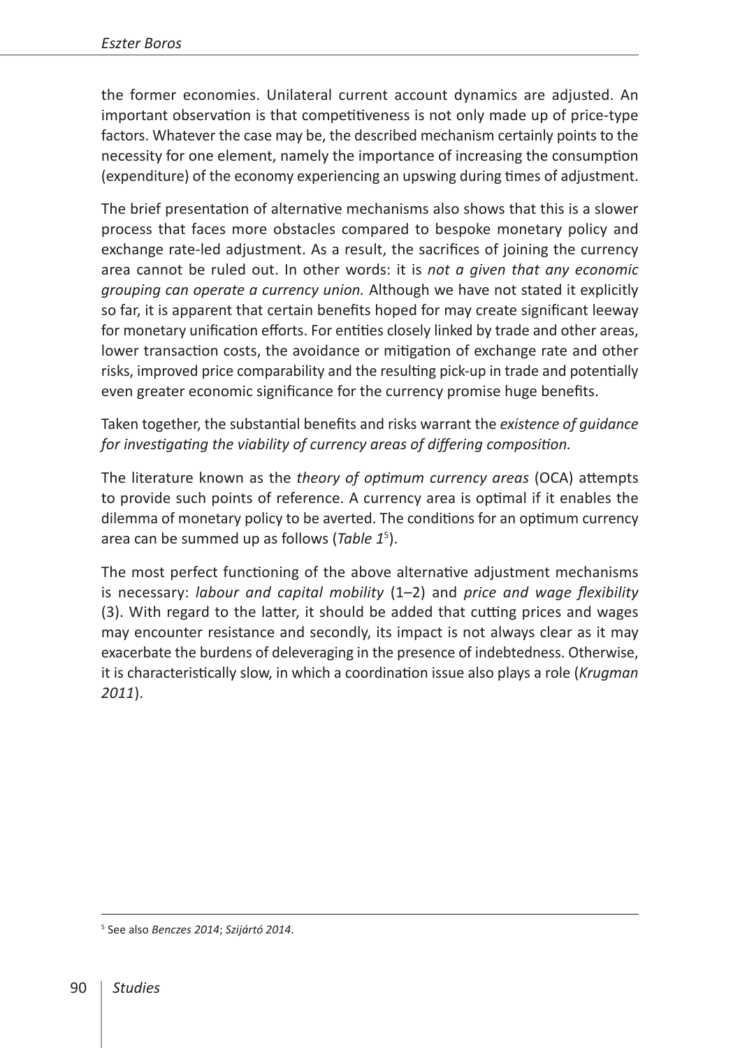the former economies. Unilateral current account dynamics are adjusted. An important observation is that competitiveness is not only made up of price-type factors. Whatever the case may be, the described mechanism certainly points to the necessity for one element, namely the importance of increasing the consumption (expenditure) of the economy experiencing an upswing during times of adjustment.

The brief presentation of alternative mechanisms also shows that this is a slower process that faces more obstacles compared to bespoke monetary policy and exchange rate-led adjustment. As a result, the sacrifices of joining the currency area cannot be ruled out. In other words: it is *not a given that any economic grouping can operate a currency union.* Although we have not stated it explicitly so far, it is apparent that certain benefits hoped for may create significant leeway for monetary unification efforts. For entities closely linked by trade and other areas, lower transaction costs, the avoidance or mitigation of exchange rate and other risks, improved price comparability and the resulting pick-up in trade and potentially even greater economic significance for the currency promise huge benefits.

Taken together, the substantial benefits and risks warrant the *existence of guidance for investigating the viability of currency areas of differing composition.*

The literature known as the *theory of optimum currency areas* (OCA) attempts to provide such points of reference. A currency area is optimal if it enables the dilemma of monetary policy to be averted. The conditions for an optimum currency area can be summed up as follows (*Table 1*[5]).

The most perfect functioning of the above alternative adjustment mechanisms is necessary: *labour and capital mobility* (1–2) and *price and wage flexibility* (3). With regard to the latter, it should be added that cutting prices and wages may encounter resistance and secondly, its impact is not always clear as it may exacerbate the burdens of deleveraging in the presence of indebtedness. Otherwise, it is characteristically slow, in which a coordination issue also plays a role (*Krugman 2011*).

[5] See also *Benczes 2014*; *Szijártó 2014*.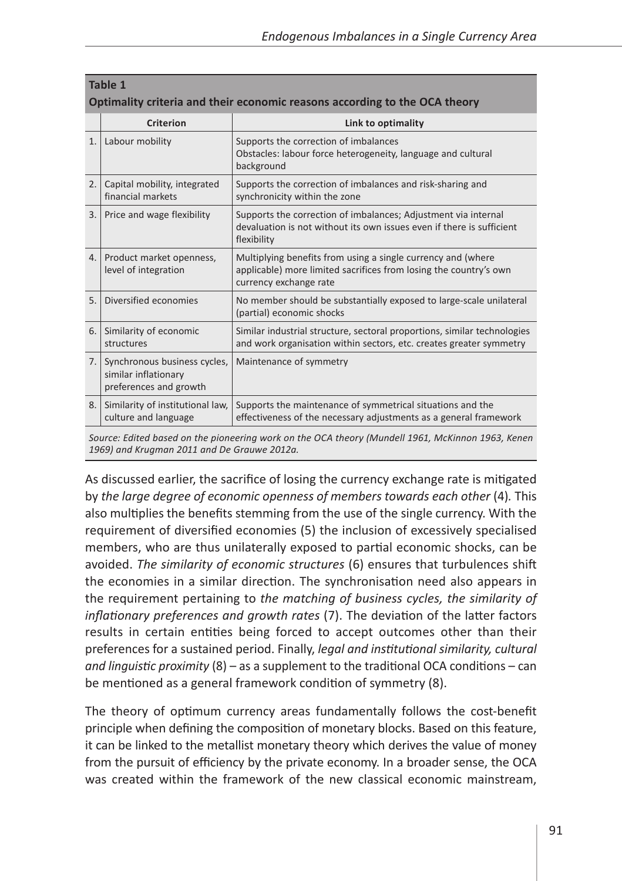**Table 1**
**Optimality criteria and their economic reasons according to the OCA theory**

| | Criterion | Link to optimality |
|---|---|---|
| 1. | Labour mobility | Supports the correction of imbalances<br>Obstacles: labour force heterogeneity, language and cultural background |
| 2. | Capital mobility, integrated financial markets | Supports the correction of imbalances and risk-sharing and synchronicity within the zone |
| 3. | Price and wage flexibility | Supports the correction of imbalances; Adjustment via internal devaluation is not without its own issues even if there is sufficient flexibility |
| 4. | Product market openness, level of integration | Multiplying benefits from using a single currency and (where applicable) more limited sacrifices from losing the country's own currency exchange rate |
| 5. | Diversified economies | No member should be substantially exposed to large-scale unilateral (partial) economic shocks |
| 6. | Similarity of economic structures | Similar industrial structure, sectoral proportions, similar technologies and work organisation within sectors, etc. creates greater symmetry |
| 7. | Synchronous business cycles, similar inflationary preferences and growth | Maintenance of symmetry |
| 8. | Similarity of institutional law, culture and language | Supports the maintenance of symmetrical situations and the effectiveness of the necessary adjustments as a general framework |

*Source: Edited based on the pioneering work on the OCA theory (Mundell 1961, McKinnon 1963, Kenen 1969) and Krugman 2011 and De Grauwe 2012a.*

As discussed earlier, the sacrifice of losing the currency exchange rate is mitigated by *the large degree of economic openness of members towards each other* (4). This also multiplies the benefits stemming from the use of the single currency. With the requirement of diversified economies (5) the inclusion of excessively specialised members, who are thus unilaterally exposed to partial economic shocks, can be avoided. *The similarity of economic structures* (6) ensures that turbulences shift the economies in a similar direction. The synchronisation need also appears in the requirement pertaining to *the matching of business cycles, the similarity of inflationary preferences and growth rates* (7). The deviation of the latter factors results in certain entities being forced to accept outcomes other than their preferences for a sustained period. Finally, *legal and institutional similarity, cultural and linguistic proximity* (8) – as a supplement to the traditional OCA conditions – can be mentioned as a general framework condition of symmetry (8).

The theory of optimum currency areas fundamentally follows the cost-benefit principle when defining the composition of monetary blocks. Based on this feature, it can be linked to the metallist monetary theory which derives the value of money from the pursuit of efficiency by the private economy. In a broader sense, the OCA was created within the framework of the new classical economic mainstream,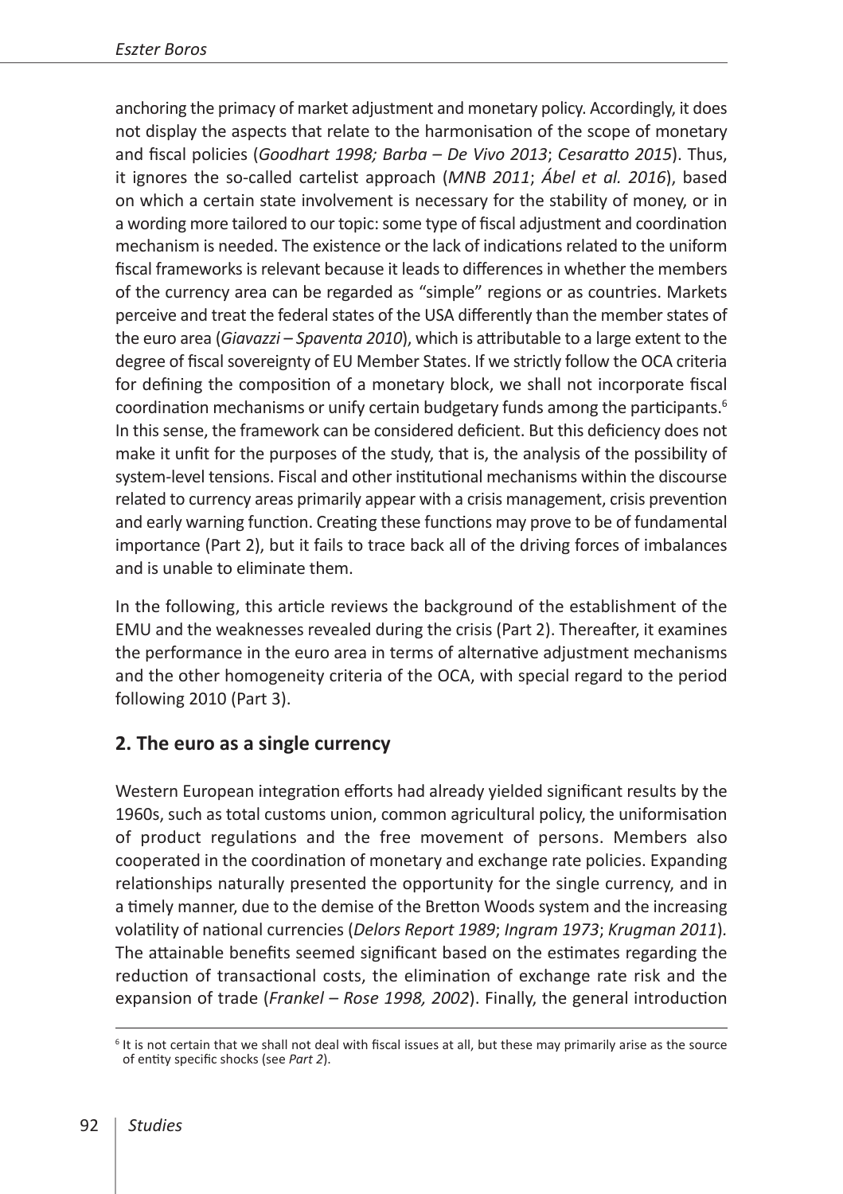anchoring the primacy of market adjustment and monetary policy. Accordingly, it does not display the aspects that relate to the harmonisation of the scope of monetary and fiscal policies (*Goodhart 1998; Barba – De Vivo 2013*; *Cesaratto 2015*). Thus, it ignores the so-called cartelist approach (*MNB 2011*; *Ábel et al. 2016*), based on which a certain state involvement is necessary for the stability of money, or in a wording more tailored to our topic: some type of fiscal adjustment and coordination mechanism is needed. The existence or the lack of indications related to the uniform fiscal frameworks is relevant because it leads to differences in whether the members of the currency area can be regarded as "simple" regions or as countries. Markets perceive and treat the federal states of the USA differently than the member states of the euro area (*Giavazzi – Spaventa 2010*), which is attributable to a large extent to the degree of fiscal sovereignty of EU Member States. If we strictly follow the OCA criteria for defining the composition of a monetary block, we shall not incorporate fiscal coordination mechanisms or unify certain budgetary funds among the participants.[6] In this sense, the framework can be considered deficient. But this deficiency does not make it unfit for the purposes of the study, that is, the analysis of the possibility of system-level tensions. Fiscal and other institutional mechanisms within the discourse related to currency areas primarily appear with a crisis management, crisis prevention and early warning function. Creating these functions may prove to be of fundamental importance (Part 2), but it fails to trace back all of the driving forces of imbalances and is unable to eliminate them.

In the following, this article reviews the background of the establishment of the EMU and the weaknesses revealed during the crisis (Part 2). Thereafter, it examines the performance in the euro area in terms of alternative adjustment mechanisms and the other homogeneity criteria of the OCA, with special regard to the period following 2010 (Part 3).

## 2. The euro as a single currency

Western European integration efforts had already yielded significant results by the 1960s, such as total customs union, common agricultural policy, the uniformisation of product regulations and the free movement of persons. Members also cooperated in the coordination of monetary and exchange rate policies. Expanding relationships naturally presented the opportunity for the single currency, and in a timely manner, due to the demise of the Bretton Woods system and the increasing volatility of national currencies (*Delors Report 1989*; *Ingram 1973*; *Krugman 2011*). The attainable benefits seemed significant based on the estimates regarding the reduction of transactional costs, the elimination of exchange rate risk and the expansion of trade (*Frankel – Rose 1998, 2002*). Finally, the general introduction

[6] It is not certain that we shall not deal with fiscal issues at all, but these may primarily arise as the source of entity specific shocks (see *Part 2*).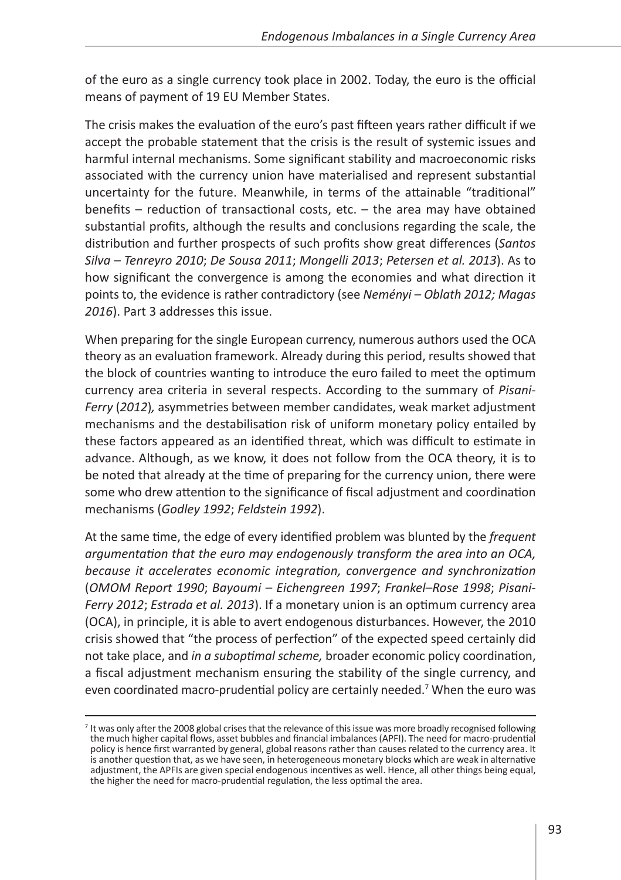of the euro as a single currency took place in 2002. Today, the euro is the official means of payment of 19 EU Member States.

The crisis makes the evaluation of the euro's past fifteen years rather difficult if we accept the probable statement that the crisis is the result of systemic issues and harmful internal mechanisms. Some significant stability and macroeconomic risks associated with the currency union have materialised and represent substantial uncertainty for the future. Meanwhile, in terms of the attainable "traditional" benefits – reduction of transactional costs, etc. – the area may have obtained substantial profits, although the results and conclusions regarding the scale, the distribution and further prospects of such profits show great differences (*Santos Silva – Tenreyro 2010*; *De Sousa 2011*; *Mongelli 2013*; *Petersen et al. 2013*). As to how significant the convergence is among the economies and what direction it points to, the evidence is rather contradictory (see *Neményi – Oblath 2012; Magas 2016*). Part 3 addresses this issue.

When preparing for the single European currency, numerous authors used the OCA theory as an evaluation framework. Already during this period, results showed that the block of countries wanting to introduce the euro failed to meet the optimum currency area criteria in several respects. According to the summary of *Pisani-Ferry* (*2012*)*,* asymmetries between member candidates, weak market adjustment mechanisms and the destabilisation risk of uniform monetary policy entailed by these factors appeared as an identified threat, which was difficult to estimate in advance. Although, as we know, it does not follow from the OCA theory, it is to be noted that already at the time of preparing for the currency union, there were some who drew attention to the significance of fiscal adjustment and coordination mechanisms (*Godley 1992*; *Feldstein 1992*).

At the same time, the edge of every identified problem was blunted by the *frequent argumentation that the euro may endogenously transform the area into an OCA, because it accelerates economic integration, convergence and synchronization* (*OMOM Report 1990*; *Bayoumi – Eichengreen 1997*; *Frankel–Rose 1998*; *Pisani-Ferry 2012*; *Estrada et al. 2013*). If a monetary union is an optimum currency area (OCA), in principle, it is able to avert endogenous disturbances. However, the 2010 crisis showed that "the process of perfection" of the expected speed certainly did not take place, and *in a suboptimal scheme,* broader economic policy coordination, a fiscal adjustment mechanism ensuring the stability of the single currency, and even coordinated macro-prudential policy are certainly needed.[7] When the euro was

[7] It was only after the 2008 global crises that the relevance of this issue was more broadly recognised following the much higher capital flows, asset bubbles and financial imbalances (APFI). The need for macro-prudential policy is hence first warranted by general, global reasons rather than causes related to the currency area. It is another question that, as we have seen, in heterogeneous monetary blocks which are weak in alternative adjustment, the APFIs are given special endogenous incentives as well. Hence, all other things being equal, the higher the need for macro-prudential regulation, the less optimal the area.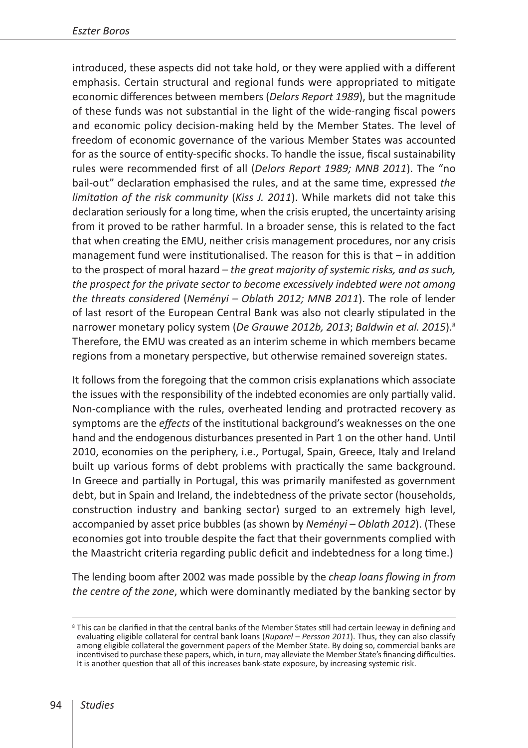introduced, these aspects did not take hold, or they were applied with a different emphasis. Certain structural and regional funds were appropriated to mitigate economic differences between members (*Delors Report 1989*), but the magnitude of these funds was not substantial in the light of the wide-ranging fiscal powers and economic policy decision-making held by the Member States. The level of freedom of economic governance of the various Member States was accounted for as the source of entity-specific shocks. To handle the issue, fiscal sustainability rules were recommended first of all (*Delors Report 1989; MNB 2011*). The "no bail-out" declaration emphasised the rules, and at the same time, expressed *the limitation of the risk community* (*Kiss J. 2011*). While markets did not take this declaration seriously for a long time, when the crisis erupted, the uncertainty arising from it proved to be rather harmful. In a broader sense, this is related to the fact that when creating the EMU, neither crisis management procedures, nor any crisis management fund were institutionalised. The reason for this is that – in addition to the prospect of moral hazard – *the great majority of systemic risks, and as such, the prospect for the private sector to become excessively indebted were not among the threats considered* (*Neményi – Oblath 2012; MNB 2011*). The role of lender of last resort of the European Central Bank was also not clearly stipulated in the narrower monetary policy system (*De Grauwe 2012b, 2013*; *Baldwin et al. 2015*).[8] Therefore, the EMU was created as an interim scheme in which members became regions from a monetary perspective, but otherwise remained sovereign states.

It follows from the foregoing that the common crisis explanations which associate the issues with the responsibility of the indebted economies are only partially valid. Non-compliance with the rules, overheated lending and protracted recovery as symptoms are the *effects* of the institutional background's weaknesses on the one hand and the endogenous disturbances presented in Part 1 on the other hand. Until 2010, economies on the periphery, i.e., Portugal, Spain, Greece, Italy and Ireland built up various forms of debt problems with practically the same background. In Greece and partially in Portugal, this was primarily manifested as government debt, but in Spain and Ireland, the indebtedness of the private sector (households, construction industry and banking sector) surged to an extremely high level, accompanied by asset price bubbles (as shown by *Neményi – Oblath 2012*). (These economies got into trouble despite the fact that their governments complied with the Maastricht criteria regarding public deficit and indebtedness for a long time.)

The lending boom after 2002 was made possible by the *cheap loans flowing in from the centre of the zone*, which were dominantly mediated by the banking sector by

---

[8] This can be clarified in that the central banks of the Member States still had certain leeway in defining and evaluating eligible collateral for central bank loans (*Ruparel – Persson 2011*). Thus, they can also classify among eligible collateral the government papers of the Member State. By doing so, commercial banks are incentivised to purchase these papers, which, in turn, may alleviate the Member State's financing difficulties. It is another question that all of this increases bank-state exposure, by increasing systemic risk.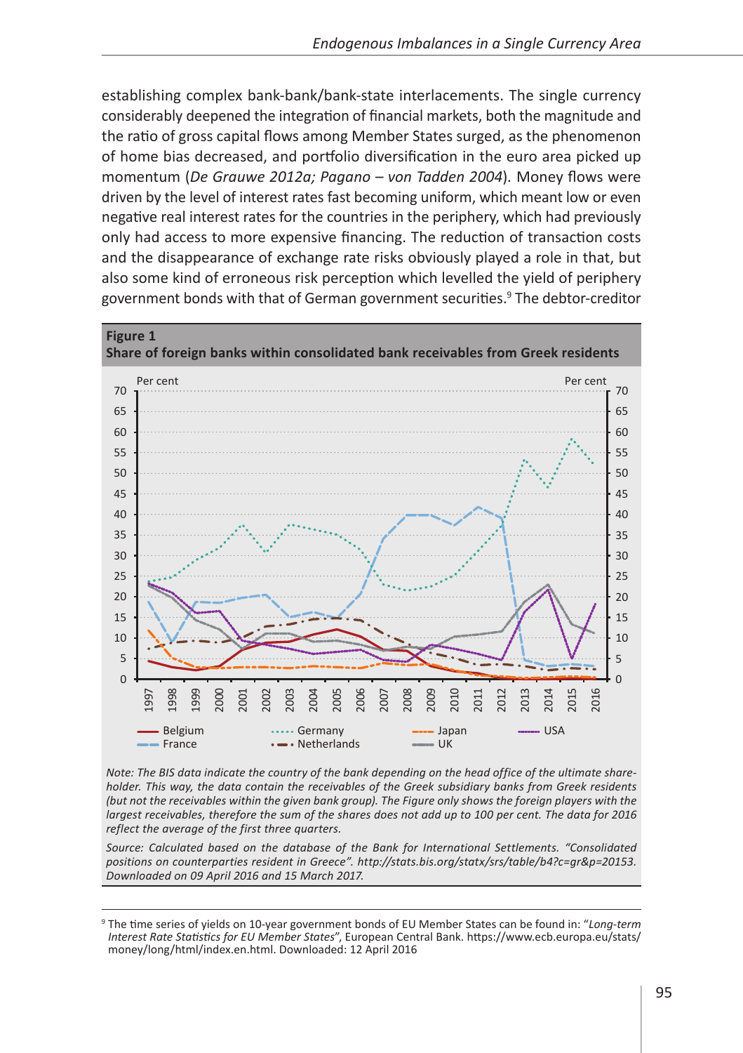establishing complex bank-bank/bank-state interlacements. The single currency considerably deepened the integration of financial markets, both the magnitude and the ratio of gross capital flows among Member States surged, as the phenomenon of home bias decreased, and portfolio diversification in the euro area picked up momentum (*De Grauwe 2012a; Pagano – von Tadden 2004*). Money flows were driven by the level of interest rates fast becoming uniform, which meant low or even negative real interest rates for the countries in the periphery, which had previously only had access to more expensive financing. The reduction of transaction costs and the disappearance of exchange rate risks obviously played a role in that, but also some kind of erroneous risk perception which levelled the yield of periphery government bonds with that of German government securities.[9] The debtor-creditor

**Figure 1**
**Share of foreign banks within consolidated bank receivables from Greek residents**

*Note: The BIS data indicate the country of the bank depending on the head office of the ultimate shareholder. This way, the data contain the receivables of the Greek subsidiary banks from Greek residents (but not the receivables within the given bank group). The Figure only shows the foreign players with the largest receivables, therefore the sum of the shares does not add up to 100 per cent. The data for 2016 reflect the average of the first three quarters.*

*Source: Calculated based on the database of the Bank for International Settlements. "Consolidated positions on counterparties resident in Greece". http://stats.bis.org/statx/srs/table/b4?c=gr&p=20153. Downloaded on 09 April 2016 and 15 March 2017.*

[9] The time series of yields on 10-year government bonds of EU Member States can be found in: "*Long-term Interest Rate Statistics for EU Member States*", European Central Bank. https://www.ecb.europa.eu/stats/money/long/html/index.en.html. Downloaded: 12 April 2016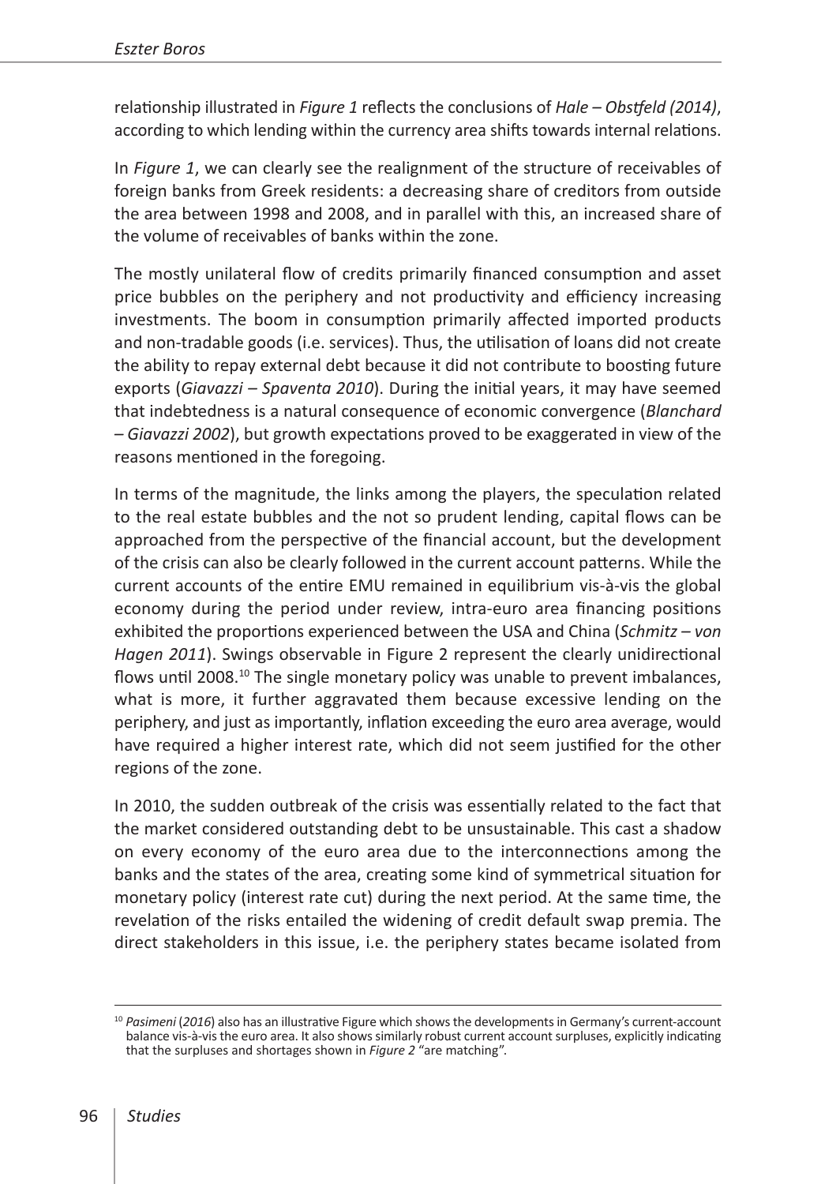relationship illustrated in *Figure 1* reflects the conclusions of *Hale – Obstfeld (2014)*, according to which lending within the currency area shifts towards internal relations.

In *Figure 1*, we can clearly see the realignment of the structure of receivables of foreign banks from Greek residents: a decreasing share of creditors from outside the area between 1998 and 2008, and in parallel with this, an increased share of the volume of receivables of banks within the zone.

The mostly unilateral flow of credits primarily financed consumption and asset price bubbles on the periphery and not productivity and efficiency increasing investments. The boom in consumption primarily affected imported products and non-tradable goods (i.e. services). Thus, the utilisation of loans did not create the ability to repay external debt because it did not contribute to boosting future exports (*Giavazzi – Spaventa 2010*). During the initial years, it may have seemed that indebtedness is a natural consequence of economic convergence (*Blanchard – Giavazzi 2002*), but growth expectations proved to be exaggerated in view of the reasons mentioned in the foregoing.

In terms of the magnitude, the links among the players, the speculation related to the real estate bubbles and the not so prudent lending, capital flows can be approached from the perspective of the financial account, but the development of the crisis can also be clearly followed in the current account patterns. While the current accounts of the entire EMU remained in equilibrium vis-à-vis the global economy during the period under review, intra-euro area financing positions exhibited the proportions experienced between the USA and China (*Schmitz – von Hagen 2011*). Swings observable in Figure 2 represent the clearly unidirectional flows until 2008.[10] The single monetary policy was unable to prevent imbalances, what is more, it further aggravated them because excessive lending on the periphery, and just as importantly, inflation exceeding the euro area average, would have required a higher interest rate, which did not seem justified for the other regions of the zone.

In 2010, the sudden outbreak of the crisis was essentially related to the fact that the market considered outstanding debt to be unsustainable. This cast a shadow on every economy of the euro area due to the interconnections among the banks and the states of the area, creating some kind of symmetrical situation for monetary policy (interest rate cut) during the next period. At the same time, the revelation of the risks entailed the widening of credit default swap premia. The direct stakeholders in this issue, i.e. the periphery states became isolated from

[10] *Pasimeni* (*2016*) also has an illustrative Figure which shows the developments in Germany's current-account balance vis-à-vis the euro area. It also shows similarly robust current account surpluses, explicitly indicating that the surpluses and shortages shown in *Figure 2* "are matching".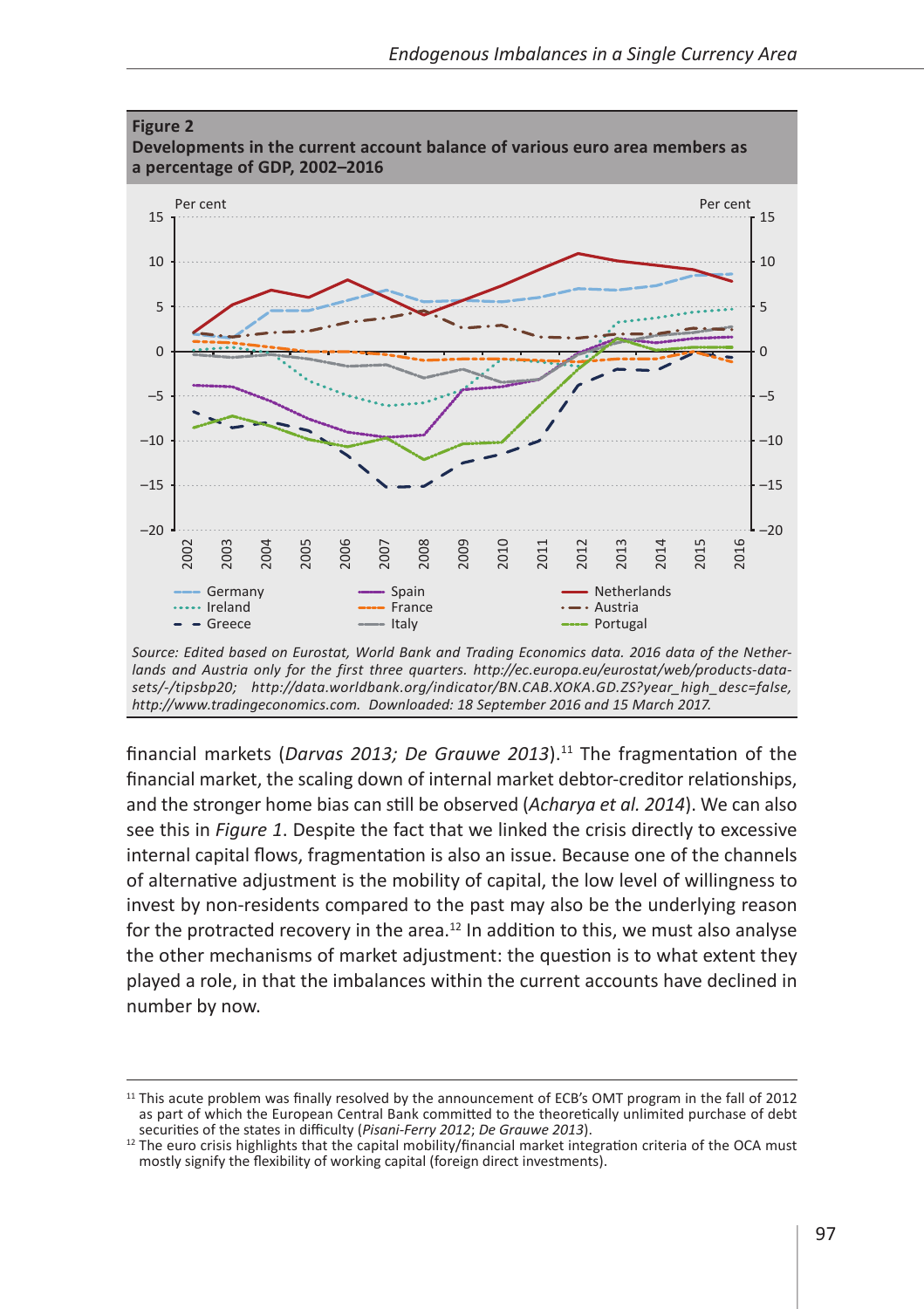**Figure 2**
**Developments in the current account balance of various euro area members as a percentage of GDP, 2002–2016**

*Source: Edited based on Eurostat, World Bank and Trading Economics data. 2016 data of the Netherlands and Austria only for the first three quarters. http://ec.europa.eu/eurostat/web/products-datasets/-/tipsbp20; http://data.worldbank.org/indicator/BN.CAB.XOKA.GD.ZS?year_high_desc=false, http://www.tradingeconomics.com. Downloaded: 18 September 2016 and 15 March 2017.*

financial markets (*Darvas 2013; De Grauwe 2013*).[11] The fragmentation of the financial market, the scaling down of internal market debtor-creditor relationships, and the stronger home bias can still be observed (*Acharya et al. 2014*). We can also see this in *Figure 1*. Despite the fact that we linked the crisis directly to excessive internal capital flows, fragmentation is also an issue. Because one of the channels of alternative adjustment is the mobility of capital, the low level of willingness to invest by non-residents compared to the past may also be the underlying reason for the protracted recovery in the area.[12] In addition to this, we must also analyse the other mechanisms of market adjustment: the question is to what extent they played a role, in that the imbalances within the current accounts have declined in number by now.

---

[11] This acute problem was finally resolved by the announcement of ECB's OMT program in the fall of 2012 as part of which the European Central Bank committed to the theoretically unlimited purchase of debt securities of the states in difficulty (*Pisani-Ferry 2012*; *De Grauwe 2013*).

[12] The euro crisis highlights that the capital mobility/financial market integration criteria of the OCA must mostly signify the flexibility of working capital (foreign direct investments).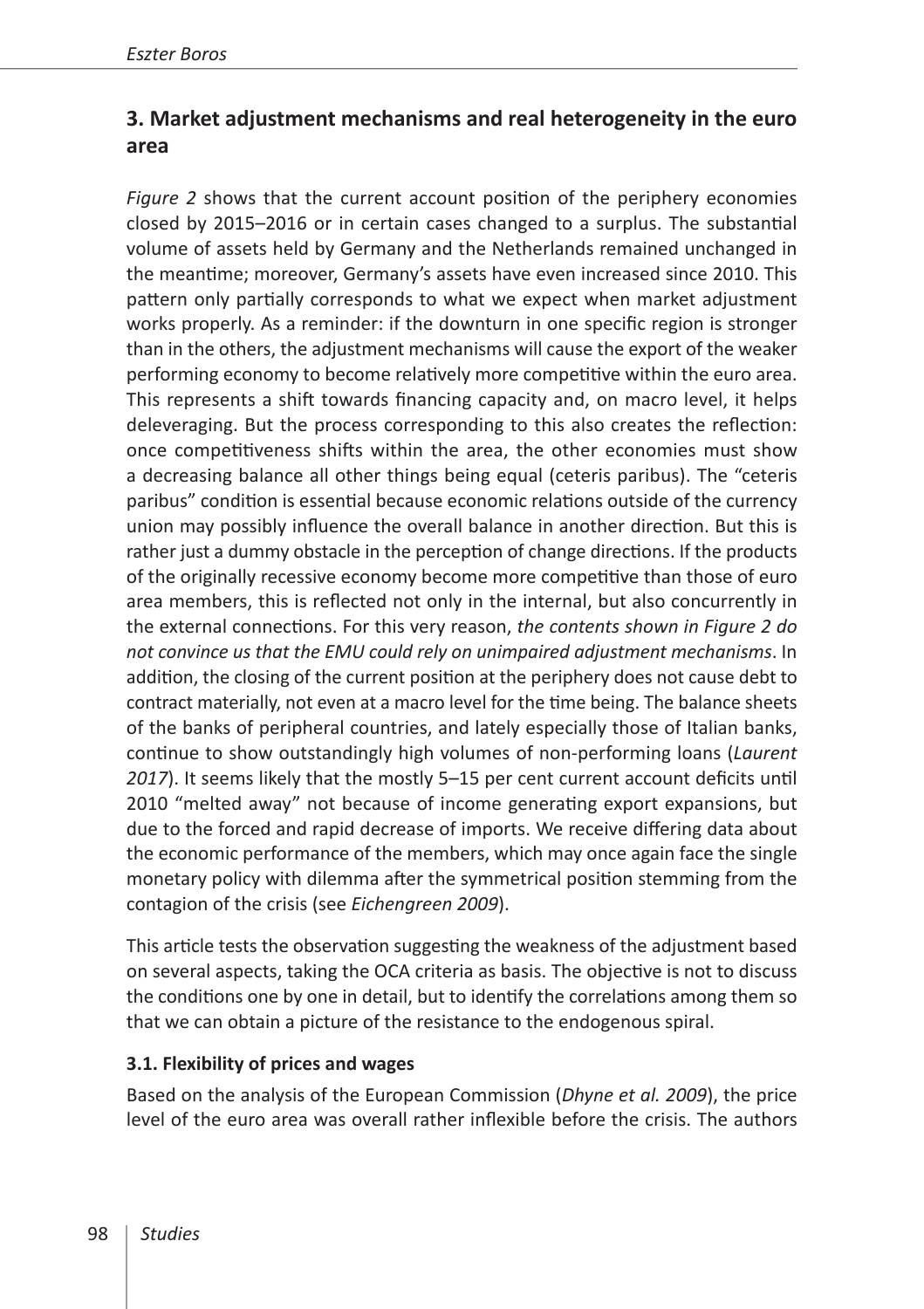## 3. Market adjustment mechanisms and real heterogeneity in the euro area

*Figure 2* shows that the current account position of the periphery economies closed by 2015–2016 or in certain cases changed to a surplus. The substantial volume of assets held by Germany and the Netherlands remained unchanged in the meantime; moreover, Germany's assets have even increased since 2010. This pattern only partially corresponds to what we expect when market adjustment works properly. As a reminder: if the downturn in one specific region is stronger than in the others, the adjustment mechanisms will cause the export of the weaker performing economy to become relatively more competitive within the euro area. This represents a shift towards financing capacity and, on macro level, it helps deleveraging. But the process corresponding to this also creates the reflection: once competitiveness shifts within the area, the other economies must show a decreasing balance all other things being equal (ceteris paribus). The "ceteris paribus" condition is essential because economic relations outside of the currency union may possibly influence the overall balance in another direction. But this is rather just a dummy obstacle in the perception of change directions. If the products of the originally recessive economy become more competitive than those of euro area members, this is reflected not only in the internal, but also concurrently in the external connections. For this very reason, *the contents shown in Figure 2 do not convince us that the EMU could rely on unimpaired adjustment mechanisms*. In addition, the closing of the current position at the periphery does not cause debt to contract materially, not even at a macro level for the time being. The balance sheets of the banks of peripheral countries, and lately especially those of Italian banks, continue to show outstandingly high volumes of non-performing loans (*Laurent 2017*). It seems likely that the mostly 5–15 per cent current account deficits until 2010 "melted away" not because of income generating export expansions, but due to the forced and rapid decrease of imports. We receive differing data about the economic performance of the members, which may once again face the single monetary policy with dilemma after the symmetrical position stemming from the contagion of the crisis (see *Eichengreen 2009*).

This article tests the observation suggesting the weakness of the adjustment based on several aspects, taking the OCA criteria as basis. The objective is not to discuss the conditions one by one in detail, but to identify the correlations among them so that we can obtain a picture of the resistance to the endogenous spiral.

### 3.1. Flexibility of prices and wages

Based on the analysis of the European Commission (*Dhyne et al. 2009*), the price level of the euro area was overall rather inflexible before the crisis. The authors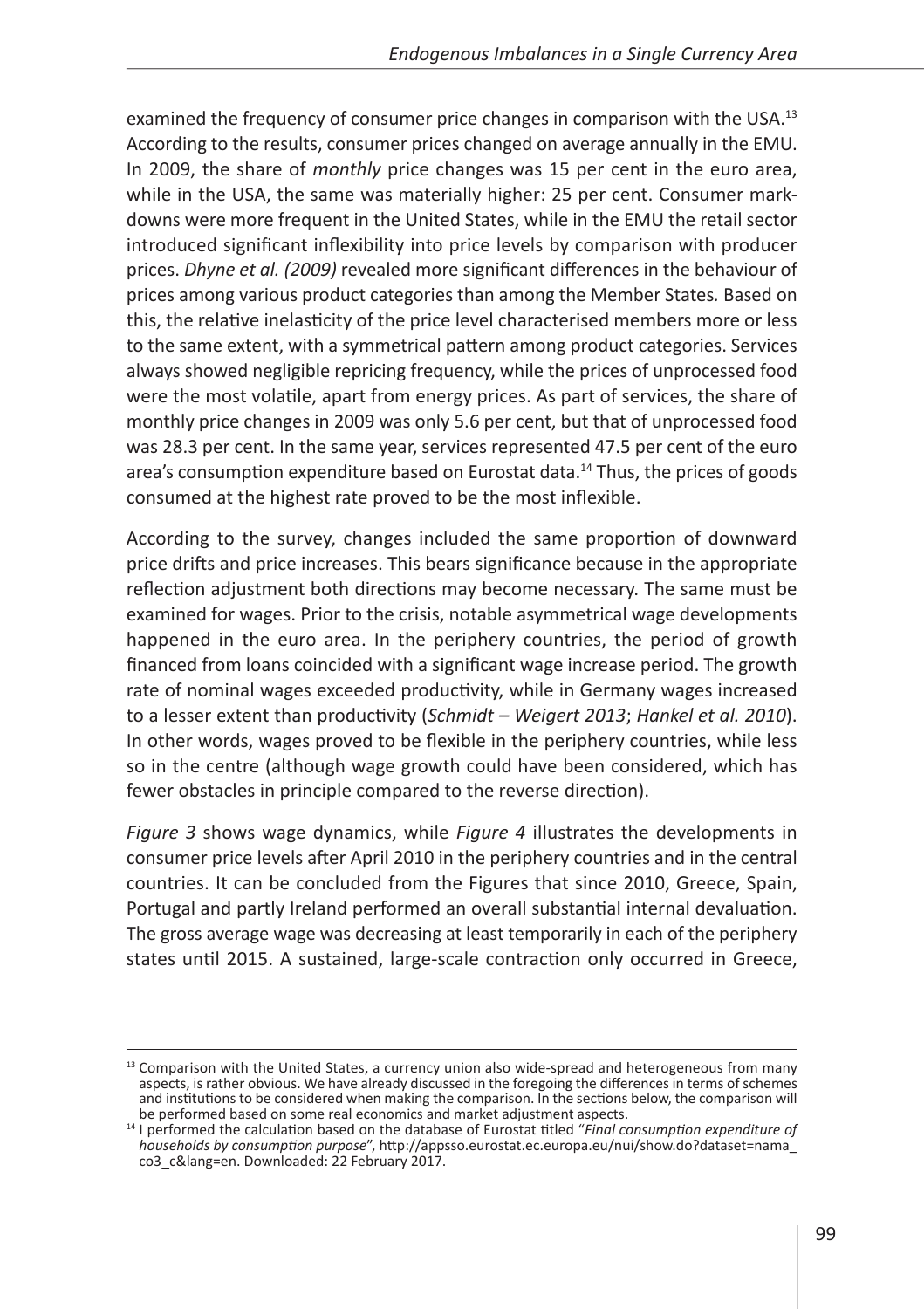examined the frequency of consumer price changes in comparison with the USA.[13] According to the results, consumer prices changed on average annually in the EMU. In 2009, the share of *monthly* price changes was 15 per cent in the euro area, while in the USA, the same was materially higher: 25 per cent. Consumer markdowns were more frequent in the United States, while in the EMU the retail sector introduced significant inflexibility into price levels by comparison with producer prices. *Dhyne et al. (2009)* revealed more significant differences in the behaviour of prices among various product categories than among the Member States. Based on this, the relative inelasticity of the price level characterised members more or less to the same extent, with a symmetrical pattern among product categories. Services always showed negligible repricing frequency, while the prices of unprocessed food were the most volatile, apart from energy prices. As part of services, the share of monthly price changes in 2009 was only 5.6 per cent, but that of unprocessed food was 28.3 per cent. In the same year, services represented 47.5 per cent of the euro area's consumption expenditure based on Eurostat data.[14] Thus, the prices of goods consumed at the highest rate proved to be the most inflexible.

According to the survey, changes included the same proportion of downward price drifts and price increases. This bears significance because in the appropriate reflection adjustment both directions may become necessary. The same must be examined for wages. Prior to the crisis, notable asymmetrical wage developments happened in the euro area. In the periphery countries, the period of growth financed from loans coincided with a significant wage increase period. The growth rate of nominal wages exceeded productivity, while in Germany wages increased to a lesser extent than productivity (*Schmidt – Weigert 2013*; *Hankel et al. 2010*). In other words, wages proved to be flexible in the periphery countries, while less so in the centre (although wage growth could have been considered, which has fewer obstacles in principle compared to the reverse direction).

*Figure 3* shows wage dynamics, while *Figure 4* illustrates the developments in consumer price levels after April 2010 in the periphery countries and in the central countries. It can be concluded from the Figures that since 2010, Greece, Spain, Portugal and partly Ireland performed an overall substantial internal devaluation. The gross average wage was decreasing at least temporarily in each of the periphery states until 2015. A sustained, large-scale contraction only occurred in Greece,

[13] Comparison with the United States, a currency union also wide-spread and heterogeneous from many aspects, is rather obvious. We have already discussed in the foregoing the differences in terms of schemes and institutions to be considered when making the comparison. In the sections below, the comparison will be performed based on some real economics and market adjustment aspects.

[14] I performed the calculation based on the database of Eurostat titled "*Final consumption expenditure of households by consumption purpose*", http://appsso.eurostat.ec.europa.eu/nui/show.do?dataset=nama_co3_c&lang=en. Downloaded: 22 February 2017.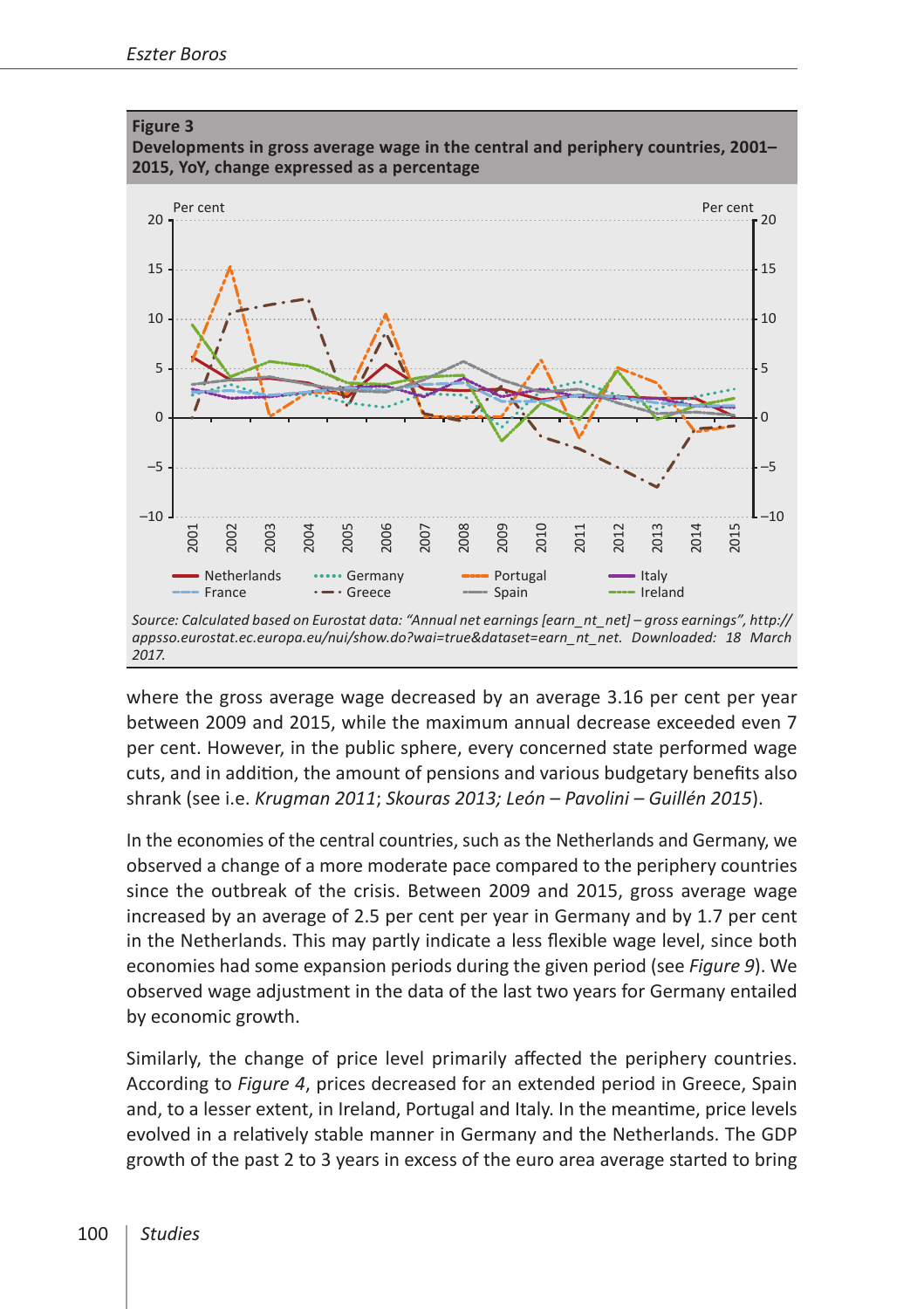**Figure 3**
**Developments in gross average wage in the central and periphery countries, 2001–2015, YoY, change expressed as a percentage**

*Source: Calculated based on Eurostat data: "Annual net earnings [earn_nt_net] – gross earnings", http://appsso.eurostat.ec.europa.eu/nui/show.do?wai=true&dataset=earn_nt_net. Downloaded: 18 March 2017.*

where the gross average wage decreased by an average 3.16 per cent per year between 2009 and 2015, while the maximum annual decrease exceeded even 7 per cent. However, in the public sphere, every concerned state performed wage cuts, and in addition, the amount of pensions and various budgetary benefits also shrank (see i.e. *Krugman 2011*; *Skouras 2013; León – Pavolini – Guillén 2015*).

In the economies of the central countries, such as the Netherlands and Germany, we observed a change of a more moderate pace compared to the periphery countries since the outbreak of the crisis. Between 2009 and 2015, gross average wage increased by an average of 2.5 per cent per year in Germany and by 1.7 per cent in the Netherlands. This may partly indicate a less flexible wage level, since both economies had some expansion periods during the given period (see *Figure 9*). We observed wage adjustment in the data of the last two years for Germany entailed by economic growth.

Similarly, the change of price level primarily affected the periphery countries. According to *Figure 4*, prices decreased for an extended period in Greece, Spain and, to a lesser extent, in Ireland, Portugal and Italy. In the meantime, price levels evolved in a relatively stable manner in Germany and the Netherlands. The GDP growth of the past 2 to 3 years in excess of the euro area average started to bring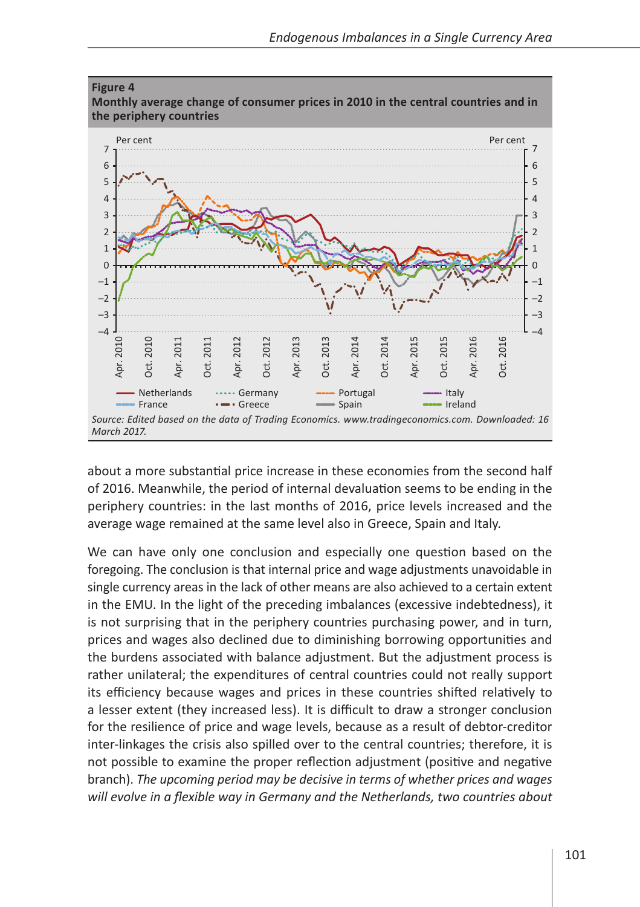**Figure 4**
**Monthly average change of consumer prices in 2010 in the central countries and in the periphery countries**

*Source: Edited based on the data of Trading Economics. www.tradingeconomics.com. Downloaded: 16 March 2017.*

about a more substantial price increase in these economies from the second half of 2016. Meanwhile, the period of internal devaluation seems to be ending in the periphery countries: in the last months of 2016, price levels increased and the average wage remained at the same level also in Greece, Spain and Italy.

We can have only one conclusion and especially one question based on the foregoing. The conclusion is that internal price and wage adjustments unavoidable in single currency areas in the lack of other means are also achieved to a certain extent in the EMU. In the light of the preceding imbalances (excessive indebtedness), it is not surprising that in the periphery countries purchasing power, and in turn, prices and wages also declined due to diminishing borrowing opportunities and the burdens associated with balance adjustment. But the adjustment process is rather unilateral; the expenditures of central countries could not really support its efficiency because wages and prices in these countries shifted relatively to a lesser extent (they increased less). It is difficult to draw a stronger conclusion for the resilience of price and wage levels, because as a result of debtor-creditor inter-linkages the crisis also spilled over to the central countries; therefore, it is not possible to examine the proper reflection adjustment (positive and negative branch). *The upcoming period may be decisive in terms of whether prices and wages will evolve in a flexible way in Germany and the Netherlands, two countries about*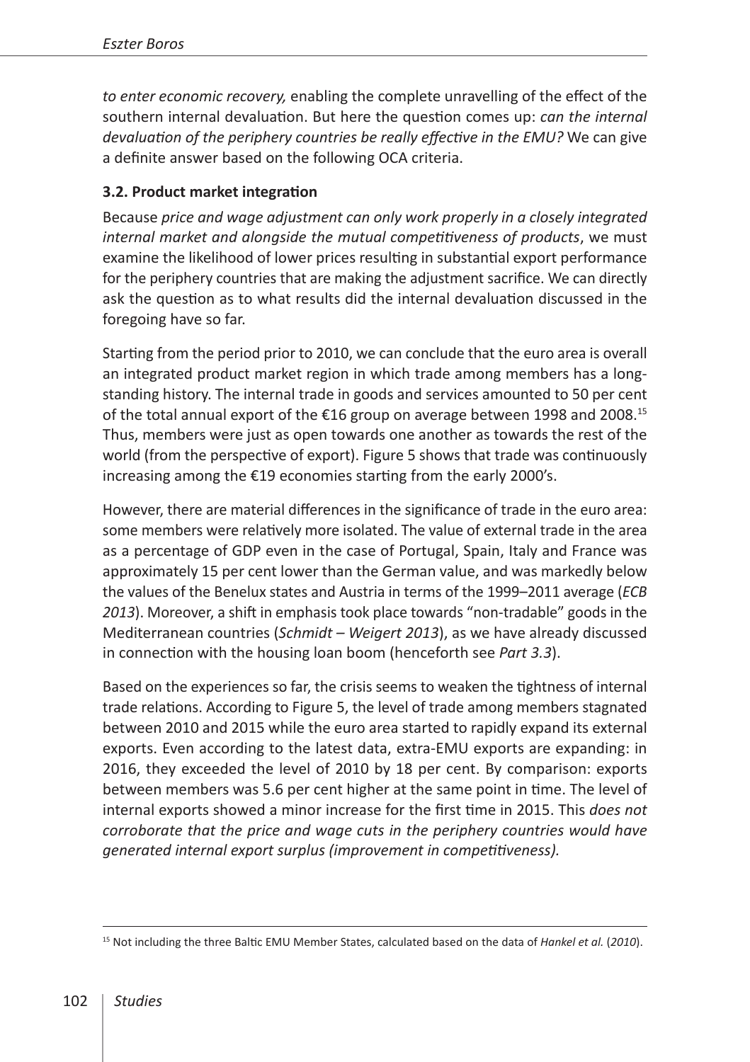*to enter economic recovery,* enabling the complete unravelling of the effect of the southern internal devaluation. But here the question comes up: *can the internal devaluation of the periphery countries be really effective in the EMU?* We can give a definite answer based on the following OCA criteria.

### 3.2. Product market integration

Because *price and wage adjustment can only work properly in a closely integrated internal market and alongside the mutual competitiveness of products*, we must examine the likelihood of lower prices resulting in substantial export performance for the periphery countries that are making the adjustment sacrifice. We can directly ask the question as to what results did the internal devaluation discussed in the foregoing have so far.

Starting from the period prior to 2010, we can conclude that the euro area is overall an integrated product market region in which trade among members has a long-standing history. The internal trade in goods and services amounted to 50 per cent of the total annual export of the €16 group on average between 1998 and 2008.[15] Thus, members were just as open towards one another as towards the rest of the world (from the perspective of export). Figure 5 shows that trade was continuously increasing among the €19 economies starting from the early 2000's.

However, there are material differences in the significance of trade in the euro area: some members were relatively more isolated. The value of external trade in the area as a percentage of GDP even in the case of Portugal, Spain, Italy and France was approximately 15 per cent lower than the German value, and was markedly below the values of the Benelux states and Austria in terms of the 1999–2011 average (*ECB 2013*). Moreover, a shift in emphasis took place towards "non-tradable" goods in the Mediterranean countries (*Schmidt – Weigert 2013*), as we have already discussed in connection with the housing loan boom (henceforth see *Part 3.3*).

Based on the experiences so far, the crisis seems to weaken the tightness of internal trade relations. According to Figure 5, the level of trade among members stagnated between 2010 and 2015 while the euro area started to rapidly expand its external exports. Even according to the latest data, extra-EMU exports are expanding: in 2016, they exceeded the level of 2010 by 18 per cent. By comparison: exports between members was 5.6 per cent higher at the same point in time. The level of internal exports showed a minor increase for the first time in 2015. This *does not corroborate that the price and wage cuts in the periphery countries would have generated internal export surplus (improvement in competitiveness).*

[15] Not including the three Baltic EMU Member States, calculated based on the data of *Hankel et al.* (*2010*).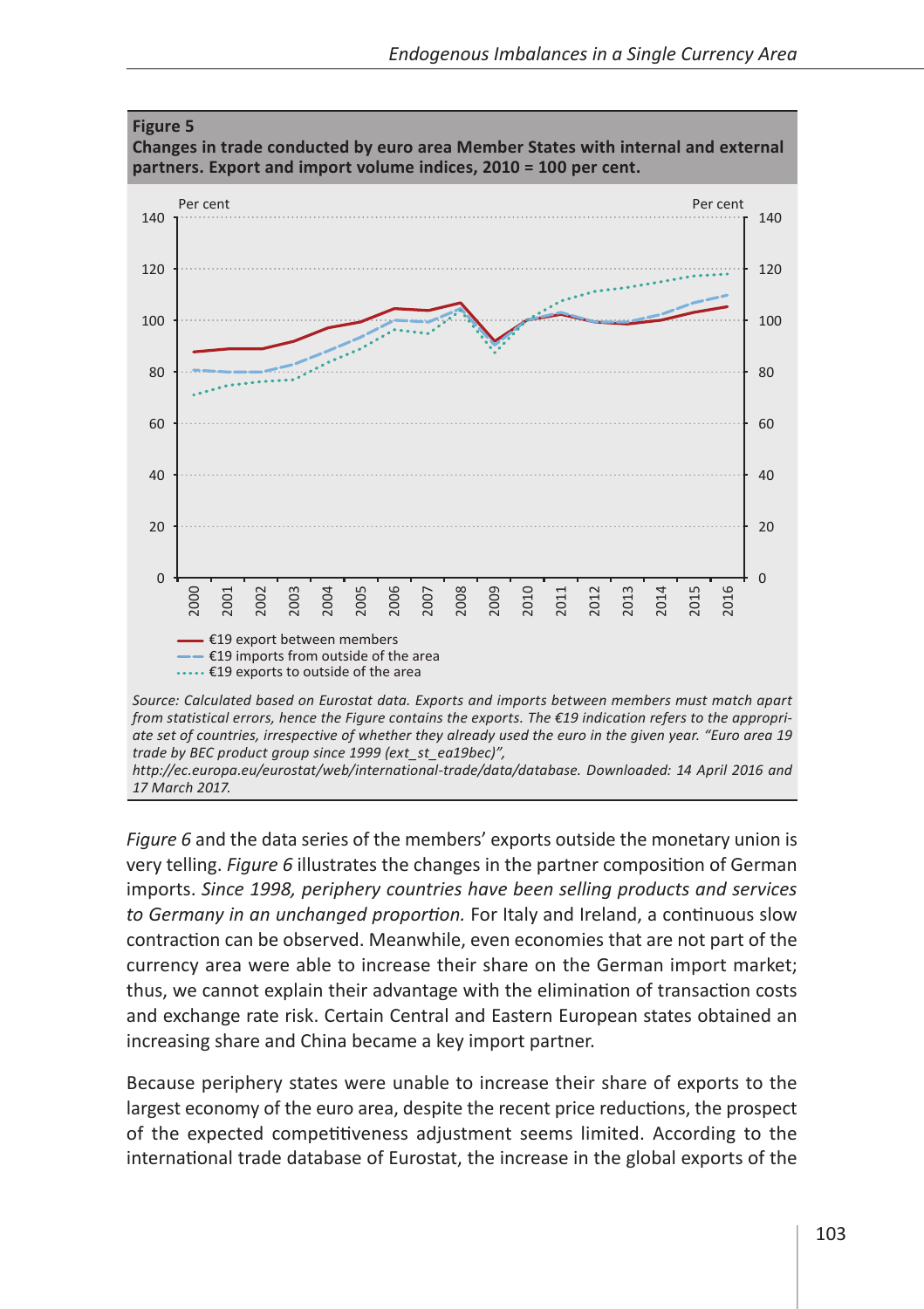**Figure 5**
**Changes in trade conducted by euro area Member States with internal and external partners. Export and import volume indices, 2010 = 100 per cent.**

*Source: Calculated based on Eurostat data. Exports and imports between members must match apart from statistical errors, hence the Figure contains the exports. The €19 indication refers to the appropriate set of countries, irrespective of whether they already used the euro in the given year. "Euro area 19 trade by BEC product group since 1999 (ext_st_ea19bec)", http://ec.europa.eu/eurostat/web/international-trade/data/database. Downloaded: 14 April 2016 and 17 March 2017.*

*Figure 6* and the data series of the members' exports outside the monetary union is very telling. *Figure 6* illustrates the changes in the partner composition of German imports. *Since 1998, periphery countries have been selling products and services to Germany in an unchanged proportion.* For Italy and Ireland, a continuous slow contraction can be observed. Meanwhile, even economies that are not part of the currency area were able to increase their share on the German import market; thus, we cannot explain their advantage with the elimination of transaction costs and exchange rate risk. Certain Central and Eastern European states obtained an increasing share and China became a key import partner.

Because periphery states were unable to increase their share of exports to the largest economy of the euro area, despite the recent price reductions, the prospect of the expected competitiveness adjustment seems limited. According to the international trade database of Eurostat, the increase in the global exports of the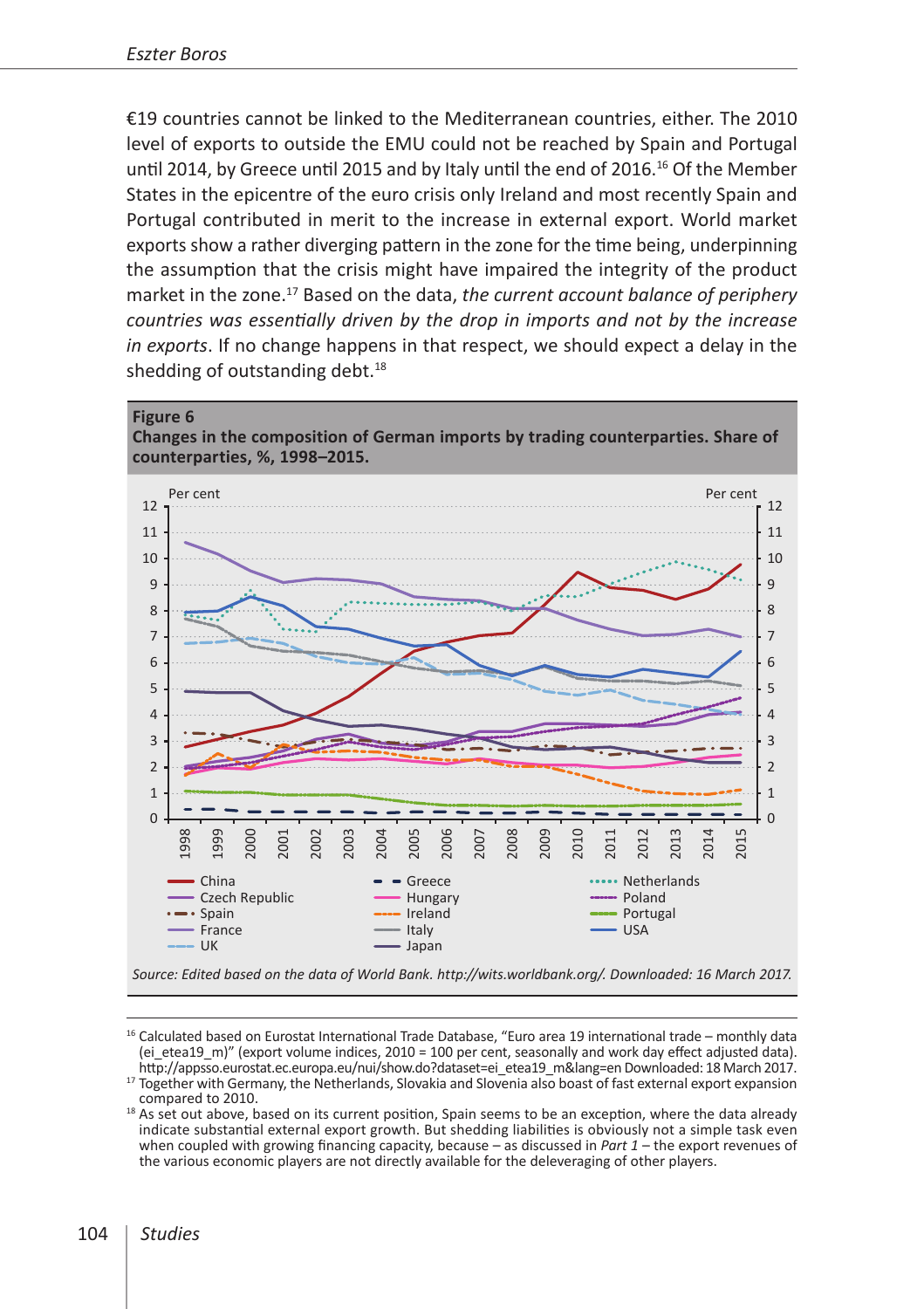€19 countries cannot be linked to the Mediterranean countries, either. The 2010 level of exports to outside the EMU could not be reached by Spain and Portugal until 2014, by Greece until 2015 and by Italy until the end of 2016.[16] Of the Member States in the epicentre of the euro crisis only Ireland and most recently Spain and Portugal contributed in merit to the increase in external export. World market exports show a rather diverging pattern in the zone for the time being, underpinning the assumption that the crisis might have impaired the integrity of the product market in the zone.[17] Based on the data, *the current account balance of periphery countries was essentially driven by the drop in imports and not by the increase in exports*. If no change happens in that respect, we should expect a delay in the shedding of outstanding debt.[18]

**Figure 6**
**Changes in the composition of German imports by trading counterparties. Share of counterparties, %, 1998–2015.**

*Source: Edited based on the data of World Bank. http://wits.worldbank.org/. Downloaded: 16 March 2017.*

---

[16] Calculated based on Eurostat International Trade Database, "Euro area 19 international trade – monthly data (ei_etea19_m)" (export volume indices, 2010 = 100 per cent, seasonally and work day effect adjusted data). http://appsso.eurostat.ec.europa.eu/nui/show.do?dataset=ei_etea19_m&lang=en Downloaded: 18 March 2017.

[17] Together with Germany, the Netherlands, Slovakia and Slovenia also boast of fast external export expansion compared to 2010.

[18] As set out above, based on its current position, Spain seems to be an exception, where the data already indicate substantial external export growth. But shedding liabilities is obviously not a simple task even when coupled with growing financing capacity, because – as discussed in *Part 1* – the export revenues of the various economic players are not directly available for the deleveraging of other players.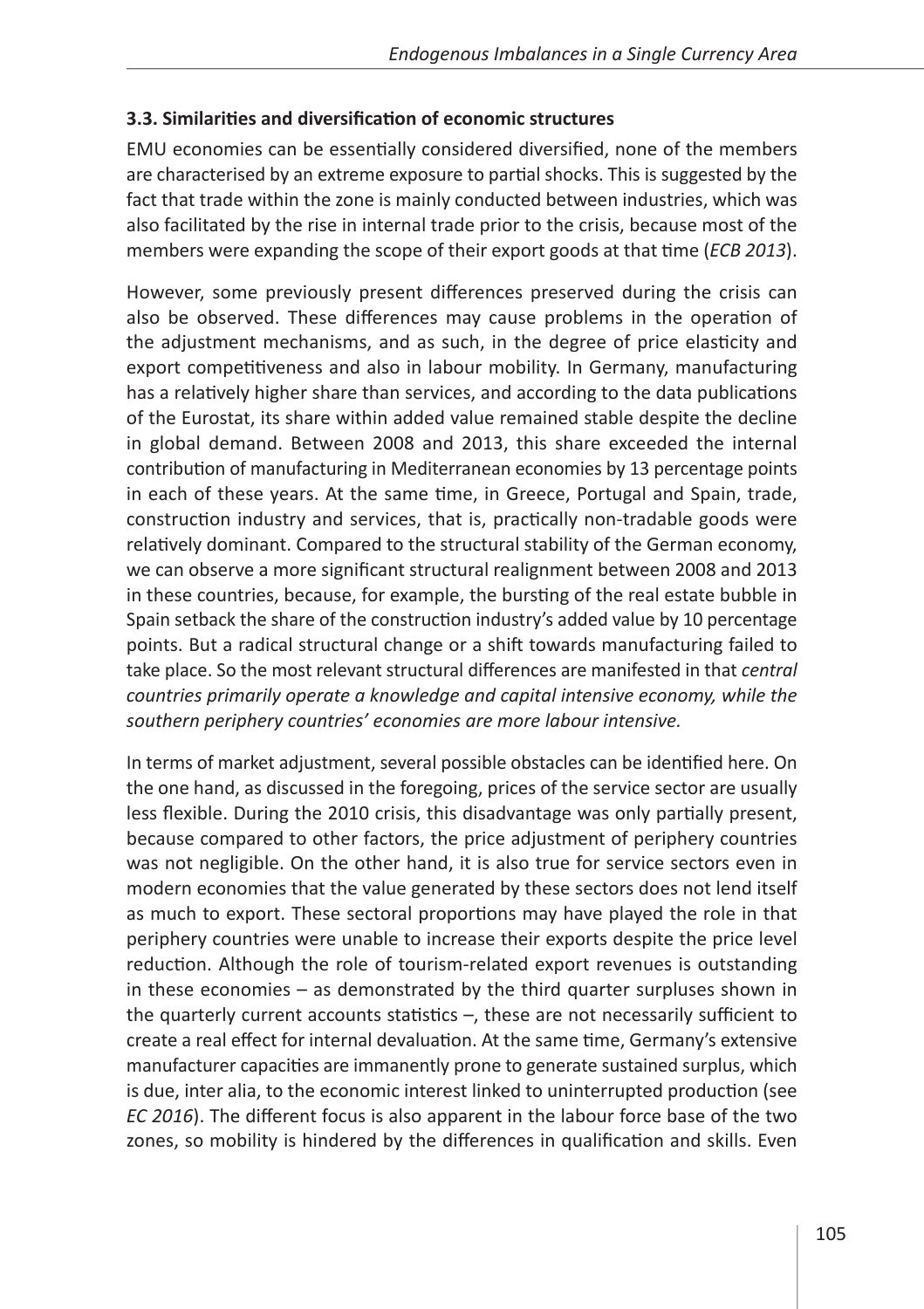### 3.3. Similarities and diversification of economic structures

EMU economies can be essentially considered diversified, none of the members are characterised by an extreme exposure to partial shocks. This is suggested by the fact that trade within the zone is mainly conducted between industries, which was also facilitated by the rise in internal trade prior to the crisis, because most of the members were expanding the scope of their export goods at that time (*ECB 2013*).

However, some previously present differences preserved during the crisis can also be observed. These differences may cause problems in the operation of the adjustment mechanisms, and as such, in the degree of price elasticity and export competitiveness and also in labour mobility. In Germany, manufacturing has a relatively higher share than services, and according to the data publications of the Eurostat, its share within added value remained stable despite the decline in global demand. Between 2008 and 2013, this share exceeded the internal contribution of manufacturing in Mediterranean economies by 13 percentage points in each of these years. At the same time, in Greece, Portugal and Spain, trade, construction industry and services, that is, practically non-tradable goods were relatively dominant. Compared to the structural stability of the German economy, we can observe a more significant structural realignment between 2008 and 2013 in these countries, because, for example, the bursting of the real estate bubble in Spain setback the share of the construction industry's added value by 10 percentage points. But a radical structural change or a shift towards manufacturing failed to take place. So the most relevant structural differences are manifested in that *central countries primarily operate a knowledge and capital intensive economy, while the southern periphery countries' economies are more labour intensive.*

In terms of market adjustment, several possible obstacles can be identified here. On the one hand, as discussed in the foregoing, prices of the service sector are usually less flexible. During the 2010 crisis, this disadvantage was only partially present, because compared to other factors, the price adjustment of periphery countries was not negligible. On the other hand, it is also true for service sectors even in modern economies that the value generated by these sectors does not lend itself as much to export. These sectoral proportions may have played the role in that periphery countries were unable to increase their exports despite the price level reduction. Although the role of tourism-related export revenues is outstanding in these economies – as demonstrated by the third quarter surpluses shown in the quarterly current accounts statistics –, these are not necessarily sufficient to create a real effect for internal devaluation. At the same time, Germany's extensive manufacturer capacities are immanently prone to generate sustained surplus, which is due, inter alia, to the economic interest linked to uninterrupted production (see *EC 2016*). The different focus is also apparent in the labour force base of the two zones, so mobility is hindered by the differences in qualification and skills. Even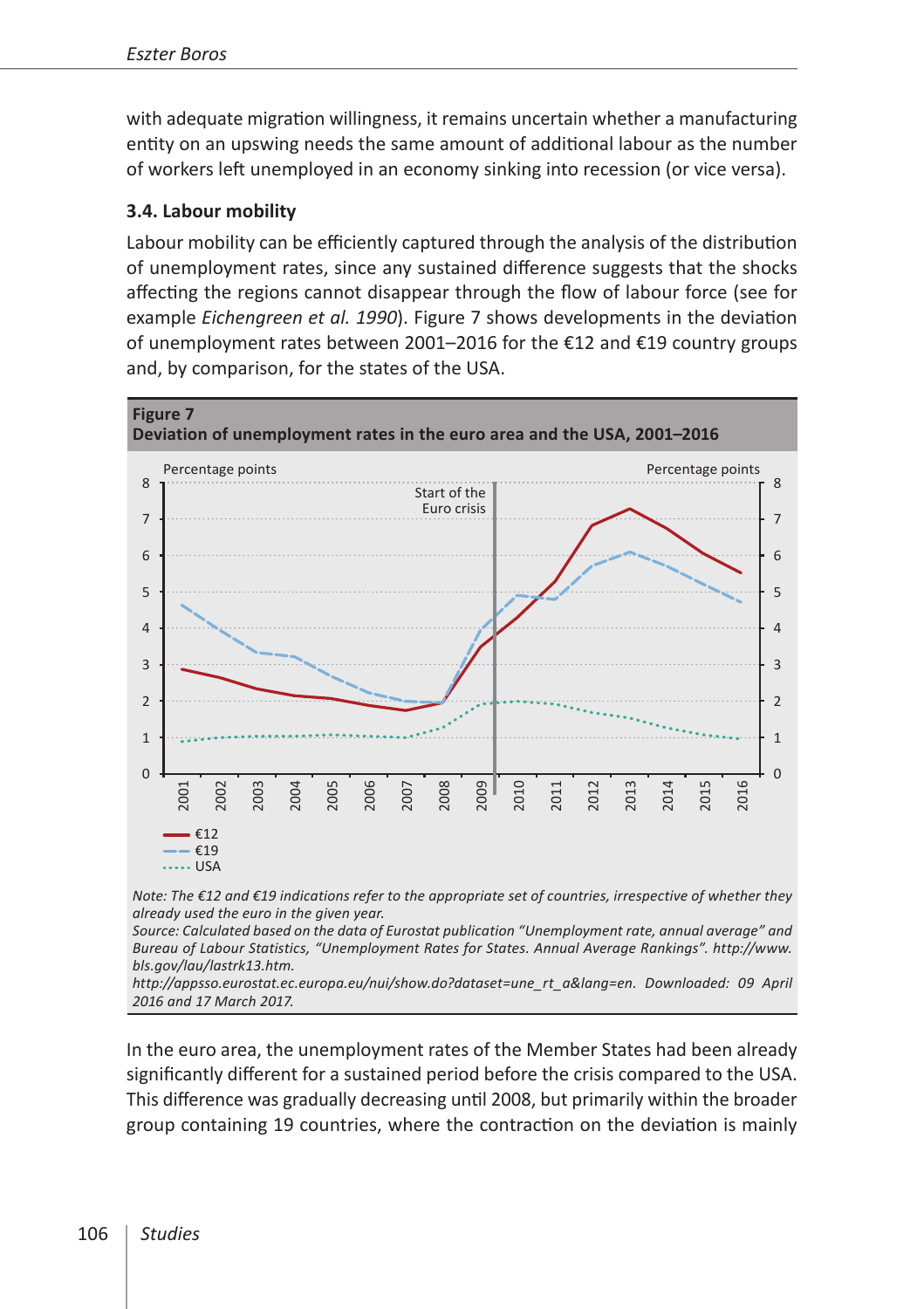with adequate migration willingness, it remains uncertain whether a manufacturing entity on an upswing needs the same amount of additional labour as the number of workers left unemployed in an economy sinking into recession (or vice versa).

### 3.4. Labour mobility

Labour mobility can be efficiently captured through the analysis of the distribution of unemployment rates, since any sustained difference suggests that the shocks affecting the regions cannot disappear through the flow of labour force (see for example *Eichengreen et al. 1990*). Figure 7 shows developments in the deviation of unemployment rates between 2001–2016 for the €12 and €19 country groups and, by comparison, for the states of the USA.

**Figure 7**
**Deviation of unemployment rates in the euro area and the USA, 2001–2016**

*Note: The €12 and €19 indications refer to the appropriate set of countries, irrespective of whether they already used the euro in the given year.*
*Source: Calculated based on the data of Eurostat publication "Unemployment rate, annual average" and Bureau of Labour Statistics, "Unemployment Rates for States. Annual Average Rankings". http://www.bls.gov/lau/lastrk13.htm.*
*http://appsso.eurostat.ec.europa.eu/nui/show.do?dataset=une_rt_a&lang=en. Downloaded: 09 April 2016 and 17 March 2017.*

In the euro area, the unemployment rates of the Member States had been already significantly different for a sustained period before the crisis compared to the USA. This difference was gradually decreasing until 2008, but primarily within the broader group containing 19 countries, where the contraction on the deviation is mainly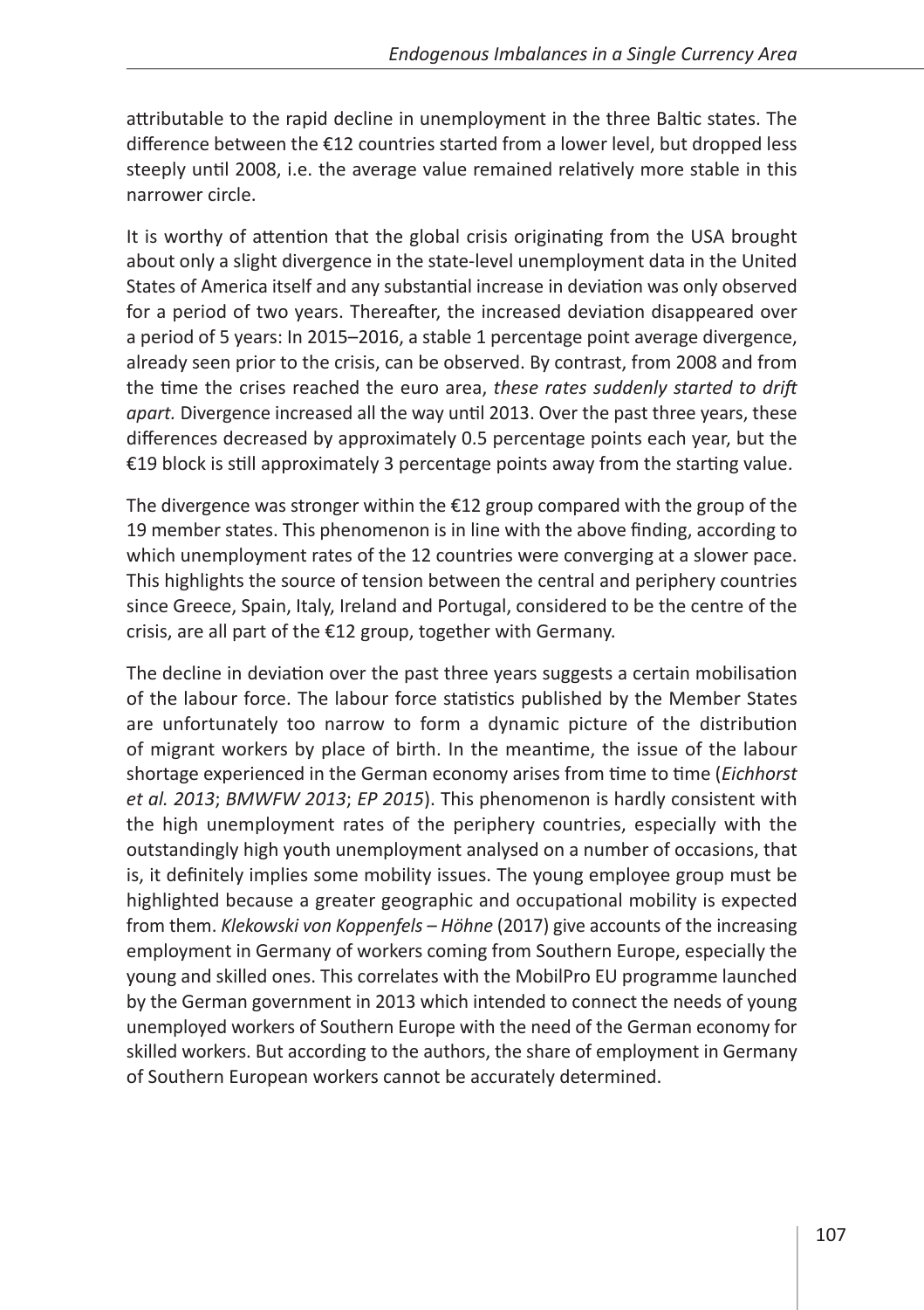attributable to the rapid decline in unemployment in the three Baltic states. The difference between the €12 countries started from a lower level, but dropped less steeply until 2008, i.e. the average value remained relatively more stable in this narrower circle.

It is worthy of attention that the global crisis originating from the USA brought about only a slight divergence in the state-level unemployment data in the United States of America itself and any substantial increase in deviation was only observed for a period of two years. Thereafter, the increased deviation disappeared over a period of 5 years: In 2015–2016, a stable 1 percentage point average divergence, already seen prior to the crisis, can be observed. By contrast, from 2008 and from the time the crises reached the euro area, *these rates suddenly started to drift apart.* Divergence increased all the way until 2013. Over the past three years, these differences decreased by approximately 0.5 percentage points each year, but the €19 block is still approximately 3 percentage points away from the starting value.

The divergence was stronger within the €12 group compared with the group of the 19 member states. This phenomenon is in line with the above finding, according to which unemployment rates of the 12 countries were converging at a slower pace. This highlights the source of tension between the central and periphery countries since Greece, Spain, Italy, Ireland and Portugal, considered to be the centre of the crisis, are all part of the €12 group, together with Germany.

The decline in deviation over the past three years suggests a certain mobilisation of the labour force. The labour force statistics published by the Member States are unfortunately too narrow to form a dynamic picture of the distribution of migrant workers by place of birth. In the meantime, the issue of the labour shortage experienced in the German economy arises from time to time (*Eichhorst et al. 2013*; *BMWFW 2013*; *EP 2015*). This phenomenon is hardly consistent with the high unemployment rates of the periphery countries, especially with the outstandingly high youth unemployment analysed on a number of occasions, that is, it definitely implies some mobility issues. The young employee group must be highlighted because a greater geographic and occupational mobility is expected from them. *Klekowski von Koppenfels – Höhne* (2017) give accounts of the increasing employment in Germany of workers coming from Southern Europe, especially the young and skilled ones. This correlates with the MobilPro EU programme launched by the German government in 2013 which intended to connect the needs of young unemployed workers of Southern Europe with the need of the German economy for skilled workers. But according to the authors, the share of employment in Germany of Southern European workers cannot be accurately determined.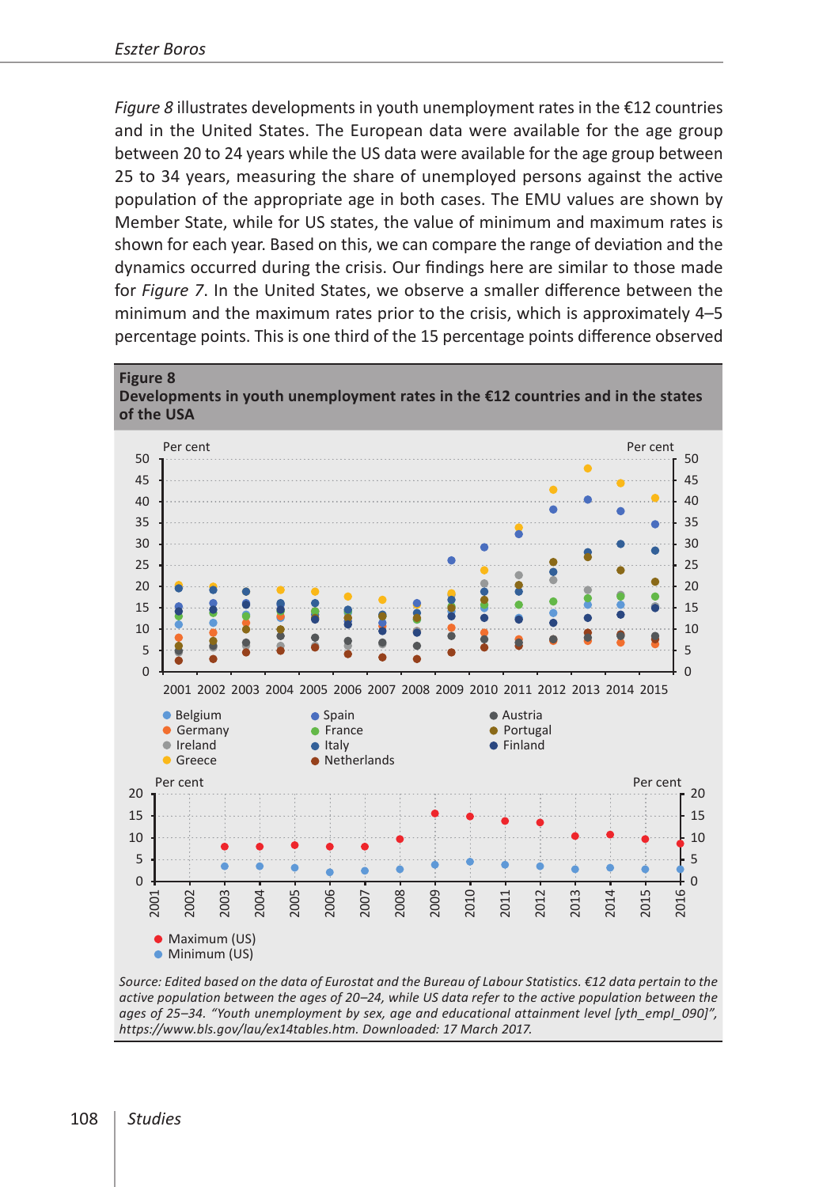*Figure 8* illustrates developments in youth unemployment rates in the €12 countries and in the United States. The European data were available for the age group between 20 to 24 years while the US data were available for the age group between 25 to 34 years, measuring the share of unemployed persons against the active population of the appropriate age in both cases. The EMU values are shown by Member State, while for US states, the value of minimum and maximum rates is shown for each year. Based on this, we can compare the range of deviation and the dynamics occurred during the crisis. Our findings here are similar to those made for *Figure 7*. In the United States, we observe a smaller difference between the minimum and the maximum rates prior to the crisis, which is approximately 4–5 percentage points. This is one third of the 15 percentage points difference observed

**Figure 8**
**Developments in youth unemployment rates in the €12 countries and in the states of the USA**

*Source: Edited based on the data of Eurostat and the Bureau of Labour Statistics. €12 data pertain to the active population between the ages of 20–24, while US data refer to the active population between the ages of 25–34. "Youth unemployment by sex, age and educational attainment level [yth_empl_090]", https://www.bls.gov/lau/ex14tables.htm. Downloaded: 17 March 2017.*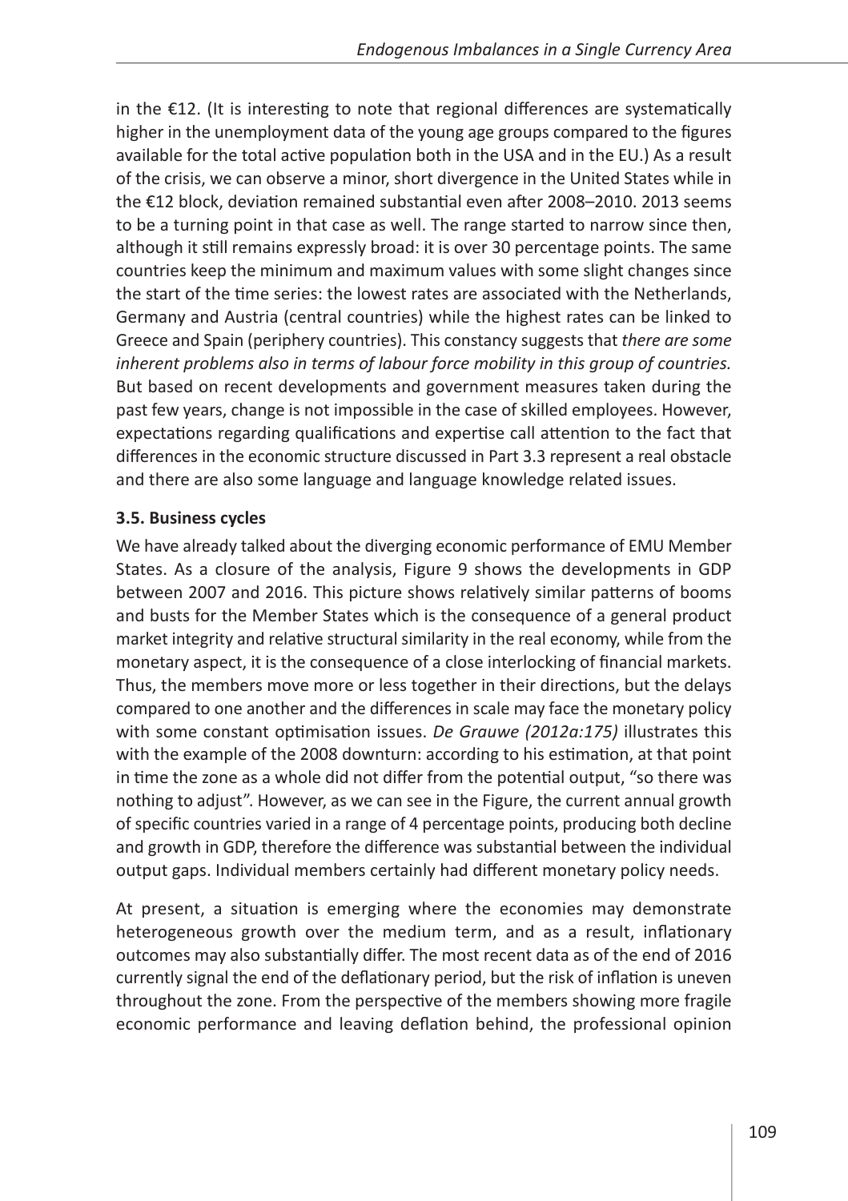in the €12. (It is interesting to note that regional differences are systematically higher in the unemployment data of the young age groups compared to the figures available for the total active population both in the USA and in the EU.) As a result of the crisis, we can observe a minor, short divergence in the United States while in the €12 block, deviation remained substantial even after 2008–2010. 2013 seems to be a turning point in that case as well. The range started to narrow since then, although it still remains expressly broad: it is over 30 percentage points. The same countries keep the minimum and maximum values with some slight changes since the start of the time series: the lowest rates are associated with the Netherlands, Germany and Austria (central countries) while the highest rates can be linked to Greece and Spain (periphery countries). This constancy suggests that *there are some inherent problems also in terms of labour force mobility in this group of countries.* But based on recent developments and government measures taken during the past few years, change is not impossible in the case of skilled employees. However, expectations regarding qualifications and expertise call attention to the fact that differences in the economic structure discussed in Part 3.3 represent a real obstacle and there are also some language and language knowledge related issues.

### 3.5. Business cycles

We have already talked about the diverging economic performance of EMU Member States. As a closure of the analysis, Figure 9 shows the developments in GDP between 2007 and 2016. This picture shows relatively similar patterns of booms and busts for the Member States which is the consequence of a general product market integrity and relative structural similarity in the real economy, while from the monetary aspect, it is the consequence of a close interlocking of financial markets. Thus, the members move more or less together in their directions, but the delays compared to one another and the differences in scale may face the monetary policy with some constant optimisation issues. *De Grauwe (2012a:175)* illustrates this with the example of the 2008 downturn: according to his estimation, at that point in time the zone as a whole did not differ from the potential output, "so there was nothing to adjust". However, as we can see in the Figure, the current annual growth of specific countries varied in a range of 4 percentage points, producing both decline and growth in GDP, therefore the difference was substantial between the individual output gaps. Individual members certainly had different monetary policy needs.

At present, a situation is emerging where the economies may demonstrate heterogeneous growth over the medium term, and as a result, inflationary outcomes may also substantially differ. The most recent data as of the end of 2016 currently signal the end of the deflationary period, but the risk of inflation is uneven throughout the zone. From the perspective of the members showing more fragile economic performance and leaving deflation behind, the professional opinion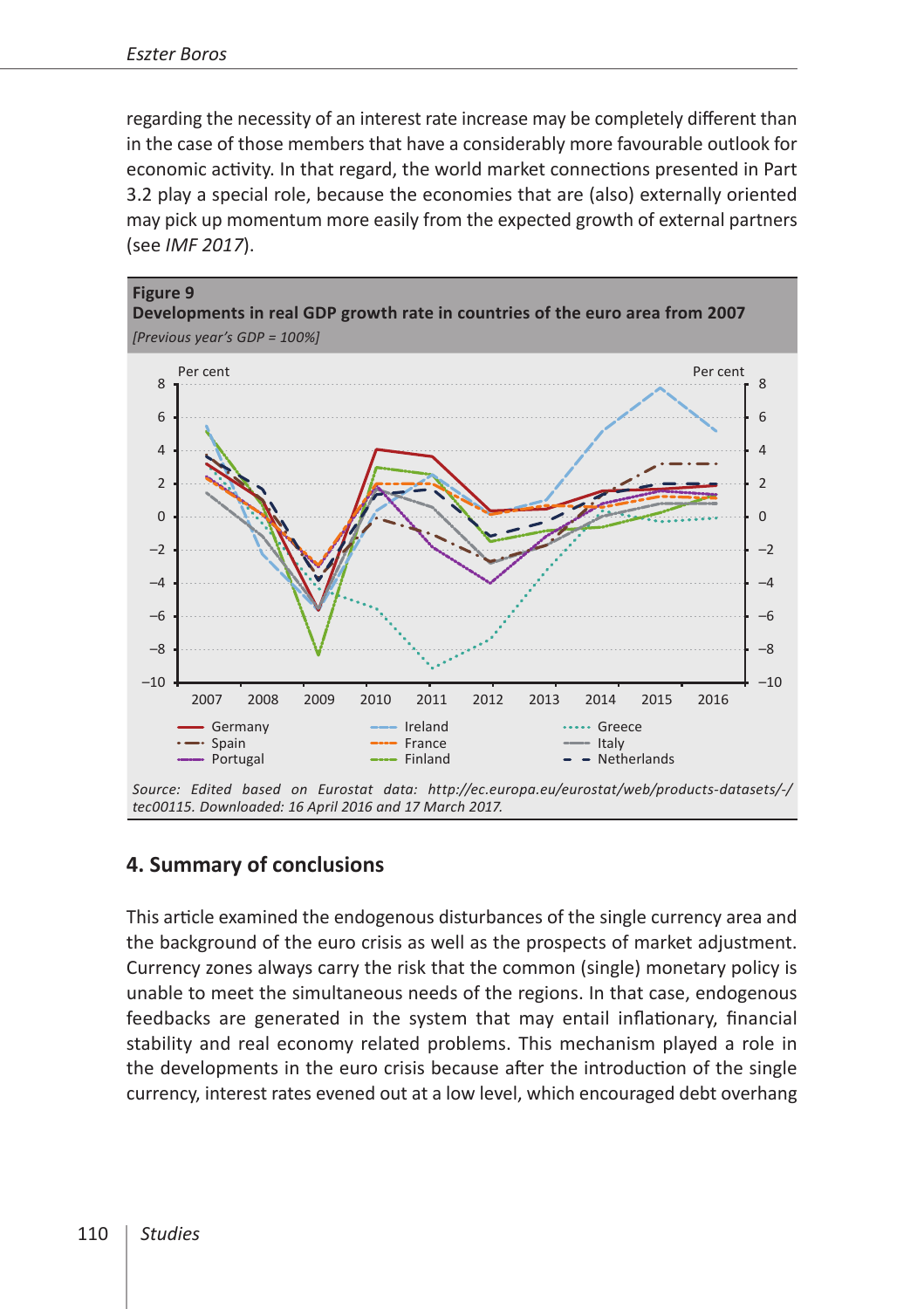regarding the necessity of an interest rate increase may be completely different than in the case of those members that have a considerably more favourable outlook for economic activity. In that regard, the world market connections presented in Part 3.2 play a special role, because the economies that are (also) externally oriented may pick up momentum more easily from the expected growth of external partners (see *IMF 2017*).

**Figure 9**
**Developments in real GDP growth rate in countries of the euro area from 2007**
*[Previous year's GDP = 100%]*

*Source: Edited based on Eurostat data: http://ec.europa.eu/eurostat/web/products-datasets/-/tec00115. Downloaded: 16 April 2016 and 17 March 2017.*

## 4. Summary of conclusions

This article examined the endogenous disturbances of the single currency area and the background of the euro crisis as well as the prospects of market adjustment. Currency zones always carry the risk that the common (single) monetary policy is unable to meet the simultaneous needs of the regions. In that case, endogenous feedbacks are generated in the system that may entail inflationary, financial stability and real economy related problems. This mechanism played a role in the developments in the euro crisis because after the introduction of the single currency, interest rates evened out at a low level, which encouraged debt overhang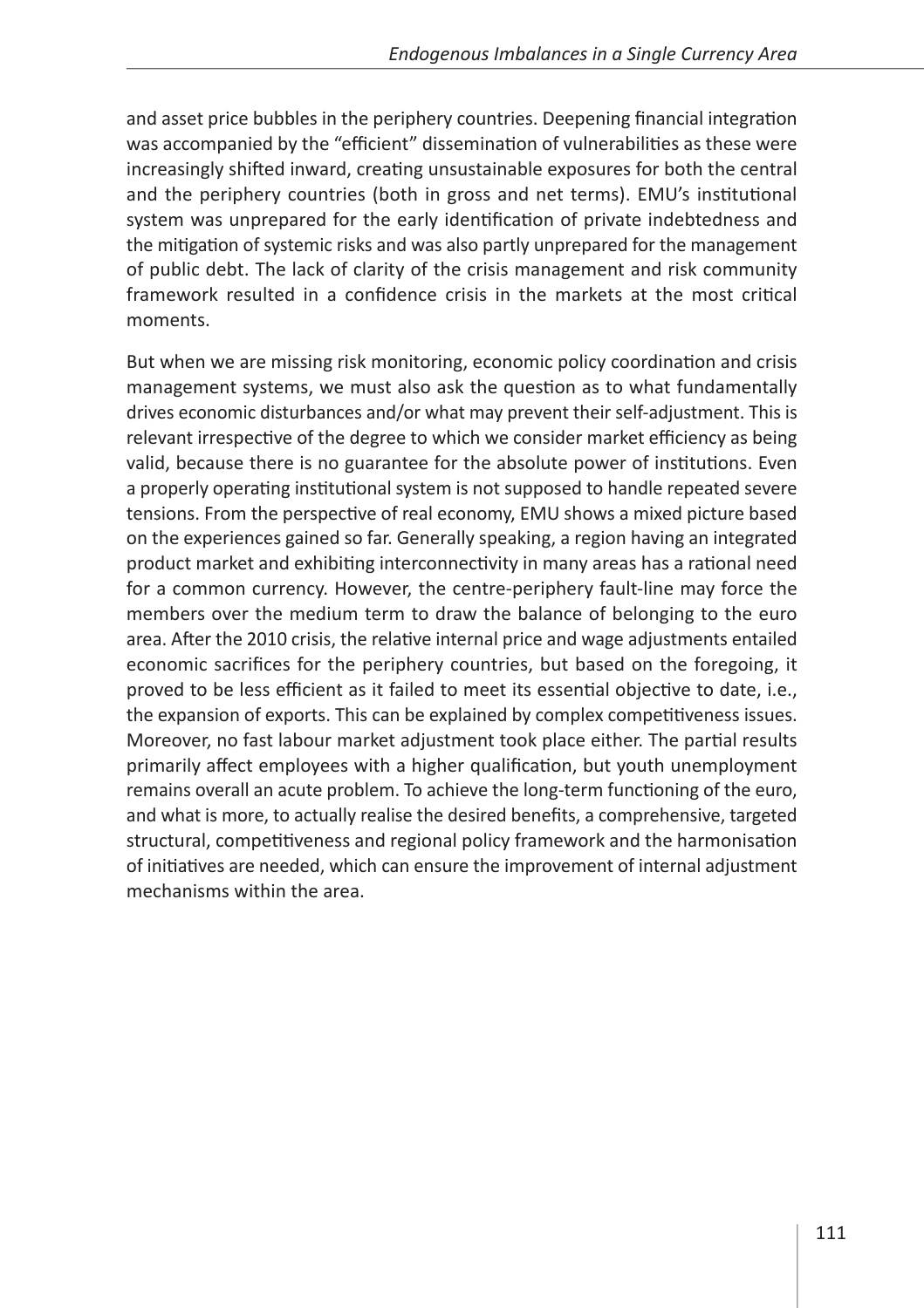and asset price bubbles in the periphery countries. Deepening financial integration was accompanied by the "efficient" dissemination of vulnerabilities as these were increasingly shifted inward, creating unsustainable exposures for both the central and the periphery countries (both in gross and net terms). EMU's institutional system was unprepared for the early identification of private indebtedness and the mitigation of systemic risks and was also partly unprepared for the management of public debt. The lack of clarity of the crisis management and risk community framework resulted in a confidence crisis in the markets at the most critical moments.

But when we are missing risk monitoring, economic policy coordination and crisis management systems, we must also ask the question as to what fundamentally drives economic disturbances and/or what may prevent their self-adjustment. This is relevant irrespective of the degree to which we consider market efficiency as being valid, because there is no guarantee for the absolute power of institutions. Even a properly operating institutional system is not supposed to handle repeated severe tensions. From the perspective of real economy, EMU shows a mixed picture based on the experiences gained so far. Generally speaking, a region having an integrated product market and exhibiting interconnectivity in many areas has a rational need for a common currency. However, the centre-periphery fault-line may force the members over the medium term to draw the balance of belonging to the euro area. After the 2010 crisis, the relative internal price and wage adjustments entailed economic sacrifices for the periphery countries, but based on the foregoing, it proved to be less efficient as it failed to meet its essential objective to date, i.e., the expansion of exports. This can be explained by complex competitiveness issues. Moreover, no fast labour market adjustment took place either. The partial results primarily affect employees with a higher qualification, but youth unemployment remains overall an acute problem. To achieve the long-term functioning of the euro, and what is more, to actually realise the desired benefits, a comprehensive, targeted structural, competitiveness and regional policy framework and the harmonisation of initiatives are needed, which can ensure the improvement of internal adjustment mechanisms within the area.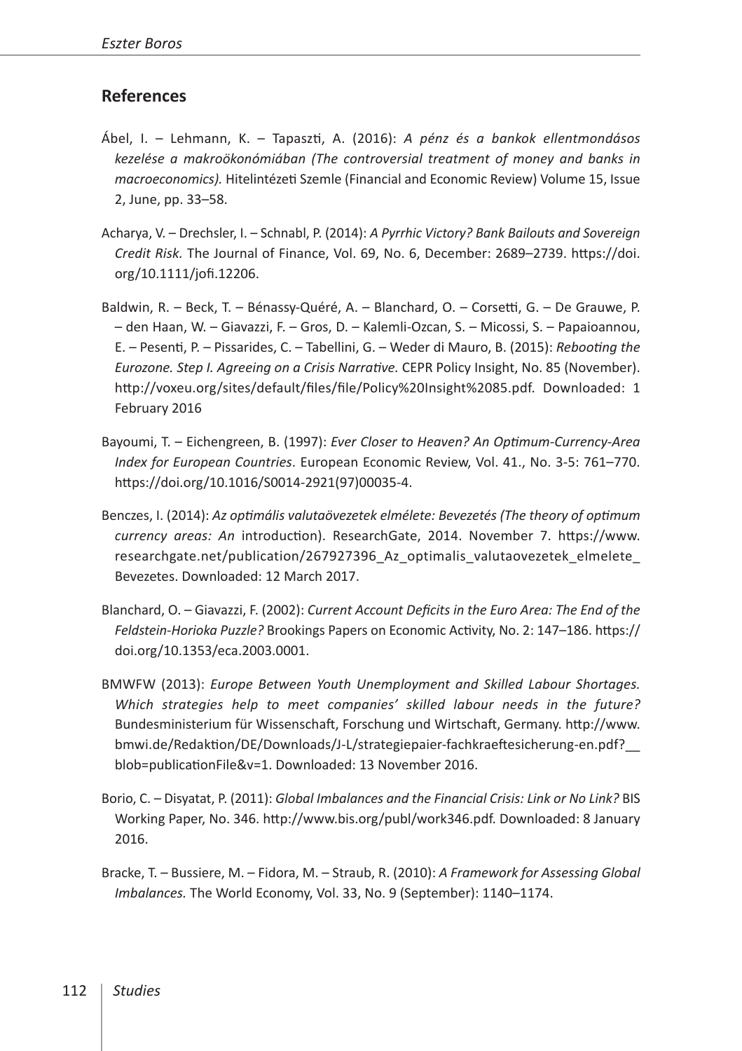## References

Ábel, I. – Lehmann, K. – Tapaszti, A. (2016): *A pénz és a bankok ellentmondásos kezelése a makroökonómiában (The controversial treatment of money and banks in macroeconomics).* Hitelintézeti Szemle (Financial and Economic Review) Volume 15, Issue 2, June, pp. 33–58.

Acharya, V. – Drechsler, I. – Schnabl, P. (2014): *A Pyrrhic Victory? Bank Bailouts and Sovereign Credit Risk.* The Journal of Finance, Vol. 69, No. 6, December: 2689–2739. https://doi.org/10.1111/jofi.12206.

Baldwin, R. – Beck, T. – Bénassy-Quéré, A. – Blanchard, O. – Corsetti, G. – De Grauwe, P. – den Haan, W. – Giavazzi, F. – Gros, D. – Kalemli-Ozcan, S. – Micossi, S. – Papaioannou, E. – Pesenti, P. – Pissarides, C. – Tabellini, G. – Weder di Mauro, B. (2015): *Rebooting the Eurozone. Step I. Agreeing on a Crisis Narrative.* CEPR Policy Insight, No. 85 (November). http://voxeu.org/sites/default/files/file/Policy%20Insight%2085.pdf. Downloaded: 1 February 2016

Bayoumi, T. – Eichengreen, B. (1997): *Ever Closer to Heaven? An Optimum-Currency-Area Index for European Countries*. European Economic Review, Vol. 41., No. 3-5: 761–770. https://doi.org/10.1016/S0014-2921(97)00035-4.

Benczes, I. (2014): *Az optimális valutaövezetek elmélete: Bevezetés (The theory of optimum currency areas: An* introduction). ResearchGate, 2014. November 7. https://www.researchgate.net/publication/267927396_Az_optimalis_valutaovezetek_elmelete_Bevezetes. Downloaded: 12 March 2017.

Blanchard, O. – Giavazzi, F. (2002): *Current Account Deficits in the Euro Area: The End of the Feldstein-Horioka Puzzle?* Brookings Papers on Economic Activity, No. 2: 147–186. https://doi.org/10.1353/eca.2003.0001.

BMWFW (2013): *Europe Between Youth Unemployment and Skilled Labour Shortages. Which strategies help to meet companies' skilled labour needs in the future?* Bundesministerium für Wissenschaft, Forschung und Wirtschaft, Germany. http://www.bmwi.de/Redaktion/DE/Downloads/J-L/strategiepaier-fachkraeftesicherung-en.pdf?__blob=publicationFile&v=1. Downloaded: 13 November 2016.

Borio, C. – Disyatat, P. (2011): *Global Imbalances and the Financial Crisis: Link or No Link?* BIS Working Paper, No. 346. http://www.bis.org/publ/work346.pdf. Downloaded: 8 January 2016.

Bracke, T. – Bussiere, M. – Fidora, M. – Straub, R. (2010): *A Framework for Assessing Global Imbalances.* The World Economy, Vol. 33, No. 9 (September): 1140–1174.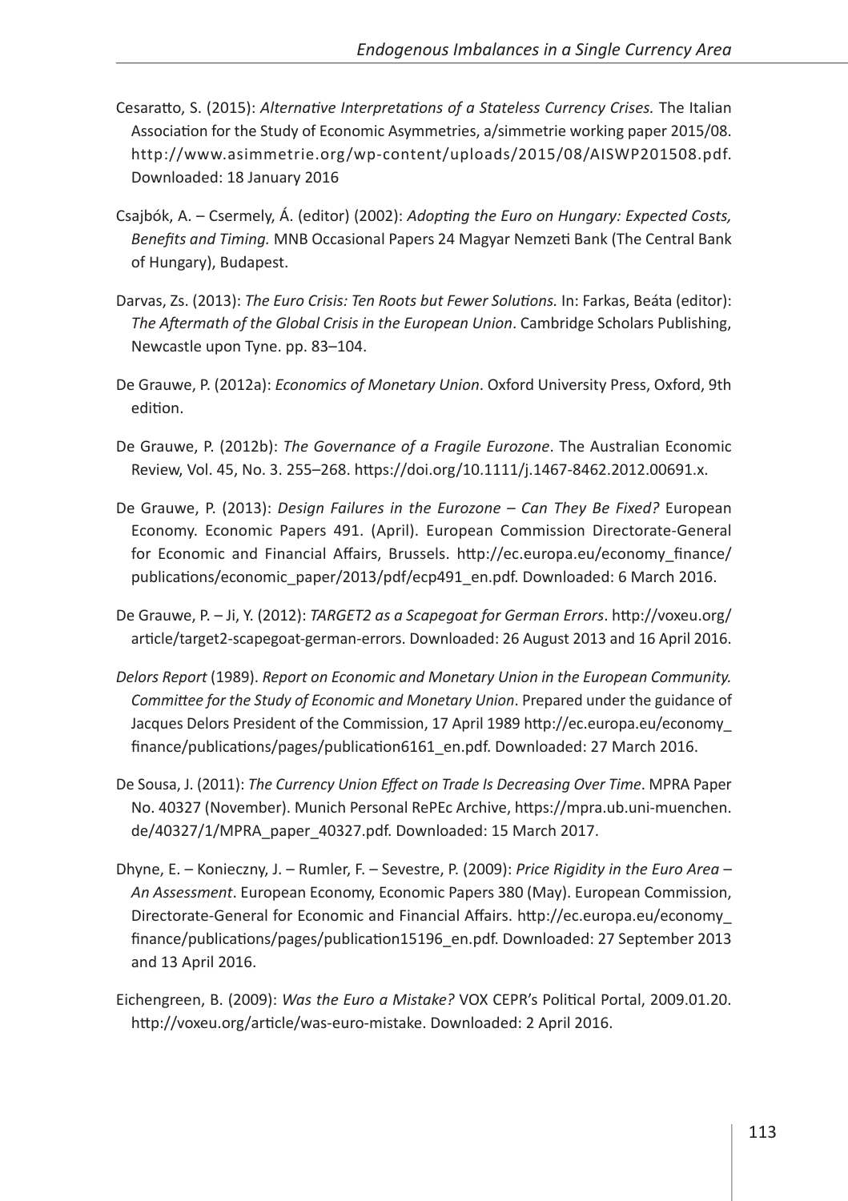Cesaratto, S. (2015): *Alternative Interpretations of a Stateless Currency Crises.* The Italian Association for the Study of Economic Asymmetries, a/simmetrie working paper 2015/08. http://www.asimmetrie.org/wp-content/uploads/2015/08/AISWP201508.pdf. Downloaded: 18 January 2016

Csajbók, A. – Csermely, Á. (editor) (2002): *Adopting the Euro on Hungary: Expected Costs, Benefits and Timing.* MNB Occasional Papers 24 Magyar Nemzeti Bank (The Central Bank of Hungary), Budapest.

Darvas, Zs. (2013): *The Euro Crisis: Ten Roots but Fewer Solutions.* In: Farkas, Beáta (editor): *The Aftermath of the Global Crisis in the European Union*. Cambridge Scholars Publishing, Newcastle upon Tyne. pp. 83–104.

De Grauwe, P. (2012a): *Economics of Monetary Union*. Oxford University Press, Oxford, 9th edition.

De Grauwe, P. (2012b): *The Governance of a Fragile Eurozone*. The Australian Economic Review, Vol. 45, No. 3. 255–268. https://doi.org/10.1111/j.1467-8462.2012.00691.x.

De Grauwe, P. (2013): *Design Failures in the Eurozone – Can They Be Fixed?* European Economy. Economic Papers 491. (April). European Commission Directorate-General for Economic and Financial Affairs, Brussels. http://ec.europa.eu/economy_finance/publications/economic_paper/2013/pdf/ecp491_en.pdf. Downloaded: 6 March 2016.

De Grauwe, P. – Ji, Y. (2012): *TARGET2 as a Scapegoat for German Errors*. http://voxeu.org/article/target2-scapegoat-german-errors. Downloaded: 26 August 2013 and 16 April 2016.

*Delors Report* (1989). *Report on Economic and Monetary Union in the European Community. Committee for the Study of Economic and Monetary Union*. Prepared under the guidance of Jacques Delors President of the Commission, 17 April 1989 http://ec.europa.eu/economy_finance/publications/pages/publication6161_en.pdf. Downloaded: 27 March 2016.

De Sousa, J. (2011): *The Currency Union Effect on Trade Is Decreasing Over Time*. MPRA Paper No. 40327 (November). Munich Personal RePEc Archive, https://mpra.ub.uni-muenchen.de/40327/1/MPRA_paper_40327.pdf. Downloaded: 15 March 2017.

Dhyne, E. – Konieczny, J. – Rumler, F. – Sevestre, P. (2009): *Price Rigidity in the Euro Area – An Assessment*. European Economy, Economic Papers 380 (May). European Commission, Directorate-General for Economic and Financial Affairs. http://ec.europa.eu/economy_finance/publications/pages/publication15196_en.pdf. Downloaded: 27 September 2013 and 13 April 2016.

Eichengreen, B. (2009): *Was the Euro a Mistake?* VOX CEPR's Political Portal, 2009.01.20. http://voxeu.org/article/was-euro-mistake. Downloaded: 2 April 2016.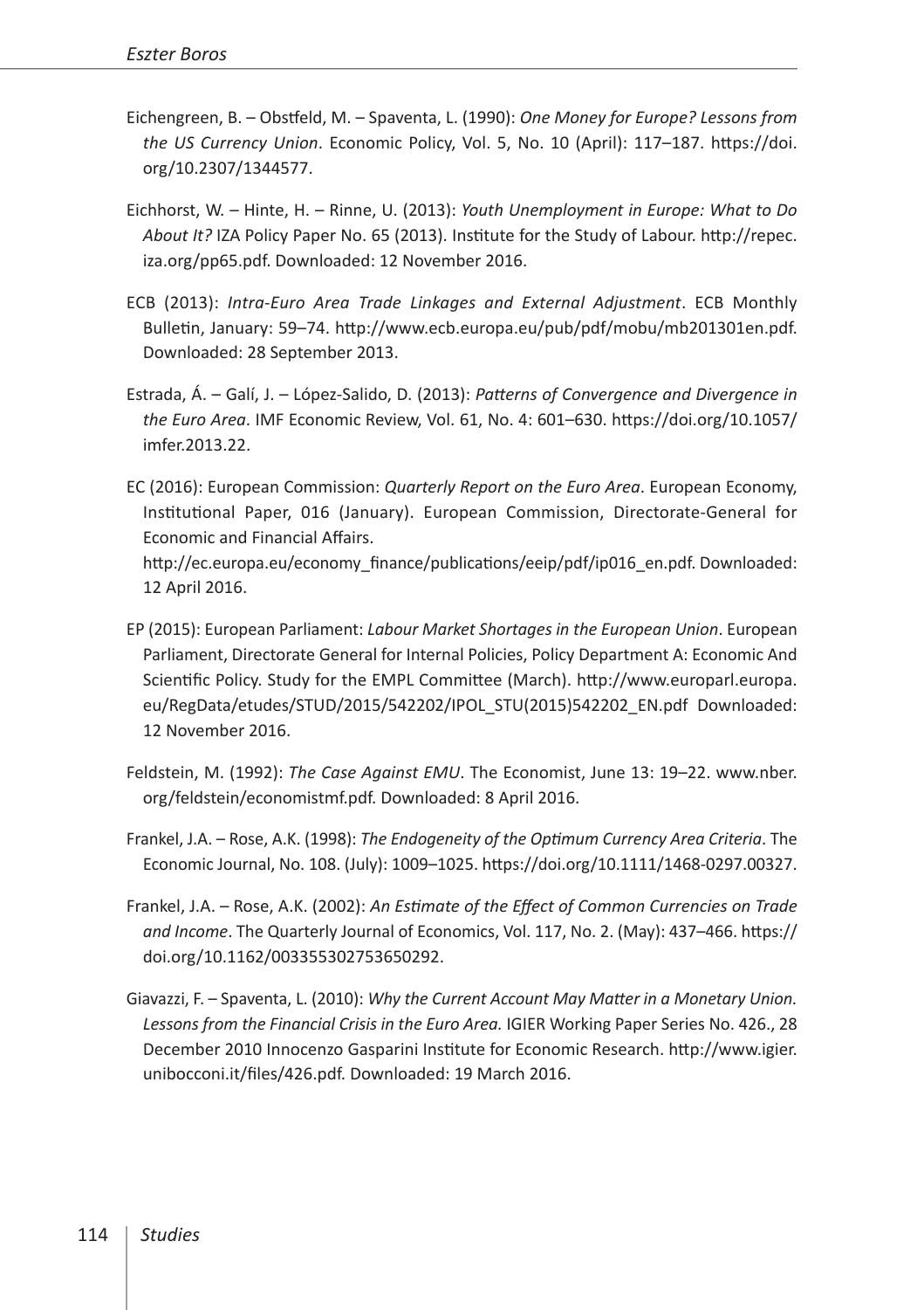Eichengreen, B. – Obstfeld, M. – Spaventa, L. (1990): *One Money for Europe? Lessons from the US Currency Union*. Economic Policy, Vol. 5, No. 10 (April): 117–187. https://doi.org/10.2307/1344577.

Eichhorst, W. – Hinte, H. – Rinne, U. (2013): *Youth Unemployment in Europe: What to Do About It?* IZA Policy Paper No. 65 (2013). Institute for the Study of Labour. http://repec.iza.org/pp65.pdf. Downloaded: 12 November 2016.

ECB (2013): *Intra-Euro Area Trade Linkages and External Adjustment*. ECB Monthly Bulletin, January: 59–74. http://www.ecb.europa.eu/pub/pdf/mobu/mb201301en.pdf. Downloaded: 28 September 2013.

Estrada, Á. – Galí, J. – López-Salido, D. (2013): *Patterns of Convergence and Divergence in the Euro Area*. IMF Economic Review, Vol. 61, No. 4: 601–630. https://doi.org/10.1057/imfer.2013.22.

EC (2016): European Commission: *Quarterly Report on the Euro Area*. European Economy, Institutional Paper, 016 (January). European Commission, Directorate-General for Economic and Financial Affairs.
http://ec.europa.eu/economy_finance/publications/eeip/pdf/ip016_en.pdf. Downloaded: 12 April 2016.

EP (2015): European Parliament: *Labour Market Shortages in the European Union*. European Parliament, Directorate General for Internal Policies, Policy Department A: Economic And Scientific Policy. Study for the EMPL Committee (March). http://www.europarl.europa.eu/RegData/etudes/STUD/2015/542202/IPOL_STU(2015)542202_EN.pdf Downloaded: 12 November 2016.

Feldstein, M. (1992): *The Case Against EMU*. The Economist, June 13: 19–22. www.nber.org/feldstein/economistmf.pdf. Downloaded: 8 April 2016.

Frankel, J.A. – Rose, A.K. (1998): *The Endogeneity of the Optimum Currency Area Criteria*. The Economic Journal, No. 108. (July): 1009–1025. https://doi.org/10.1111/1468-0297.00327.

Frankel, J.A. – Rose, A.K. (2002): *An Estimate of the Effect of Common Currencies on Trade and Income*. The Quarterly Journal of Economics, Vol. 117, No. 2. (May): 437–466. https://doi.org/10.1162/003355302753650292.

Giavazzi, F. – Spaventa, L. (2010): *Why the Current Account May Matter in a Monetary Union. Lessons from the Financial Crisis in the Euro Area.* IGIER Working Paper Series No. 426., 28 December 2010 Innocenzo Gasparini Institute for Economic Research. http://www.igier.unibocconi.it/files/426.pdf. Downloaded: 19 March 2016.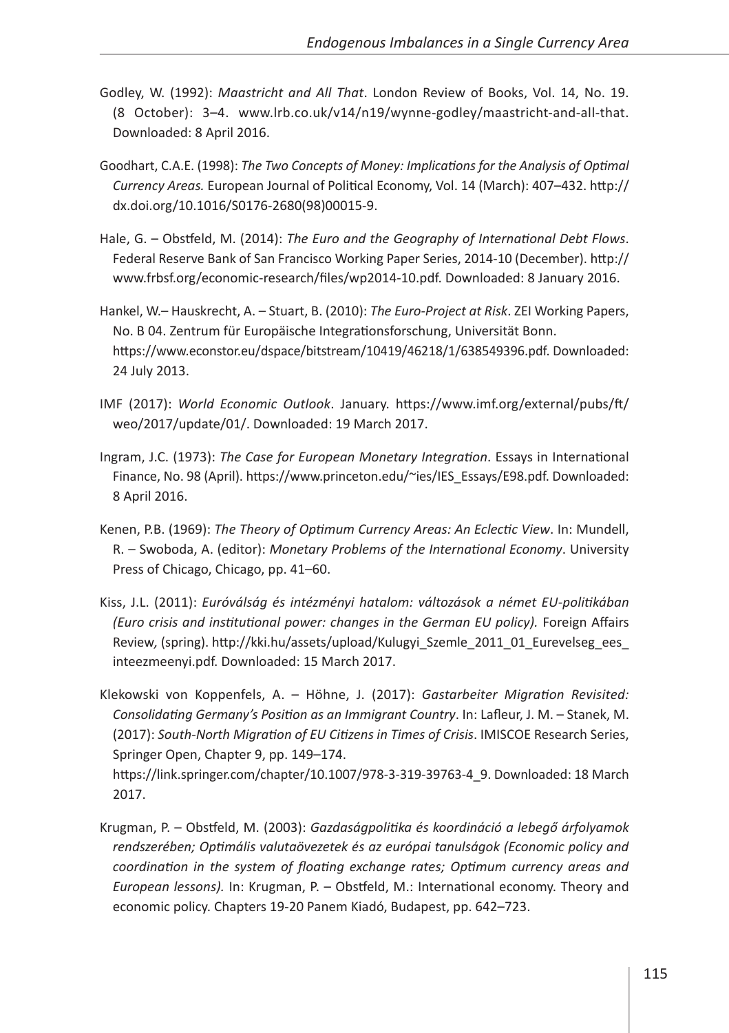Godley, W. (1992): *Maastricht and All That*. London Review of Books, Vol. 14, No. 19. (8 October): 3–4. www.lrb.co.uk/v14/n19/wynne-godley/maastricht-and-all-that. Downloaded: 8 April 2016.

Goodhart, C.A.E. (1998): *The Two Concepts of Money: Implications for the Analysis of Optimal Currency Areas.* European Journal of Political Economy, Vol. 14 (March): 407–432. http://dx.doi.org/10.1016/S0176-2680(98)00015-9.

Hale, G. – Obstfeld, M. (2014): *The Euro and the Geography of International Debt Flows*. Federal Reserve Bank of San Francisco Working Paper Series, 2014-10 (December). http://www.frbsf.org/economic-research/files/wp2014-10.pdf. Downloaded: 8 January 2016.

Hankel, W.– Hauskrecht, A. – Stuart, B. (2010): *The Euro-Project at Risk*. ZEI Working Papers, No. B 04. Zentrum für Europäische Integrationsforschung, Universität Bonn. https://www.econstor.eu/dspace/bitstream/10419/46218/1/638549396.pdf. Downloaded: 24 July 2013.

IMF (2017): *World Economic Outlook*. January. https://www.imf.org/external/pubs/ft/weo/2017/update/01/. Downloaded: 19 March 2017.

Ingram, J.C. (1973): *The Case for European Monetary Integration*. Essays in International Finance, No. 98 (April). https://www.princeton.edu/~ies/IES_Essays/E98.pdf. Downloaded: 8 April 2016.

Kenen, P.B. (1969): *The Theory of Optimum Currency Areas: An Eclectic View*. In: Mundell, R. – Swoboda, A. (editor): *Monetary Problems of the International Economy*. University Press of Chicago, Chicago, pp. 41–60.

Kiss, J.L. (2011): *Euróválság és intézményi hatalom: változások a német EU-politikában (Euro crisis and institutional power: changes in the German EU policy).* Foreign Affairs Review, (spring). http://kki.hu/assets/upload/Kulugyi_Szemle_2011_01_Eurevelseg_ees_inteezmeenyi.pdf. Downloaded: 15 March 2017.

Klekowski von Koppenfels, A. – Höhne, J. (2017): *Gastarbeiter Migration Revisited: Consolidating Germany's Position as an Immigrant Country*. In: Lafleur, J. M. – Stanek, M. (2017): *South-North Migration of EU Citizens in Times of Crisis*. IMISCOE Research Series, Springer Open, Chapter 9, pp. 149–174. https://link.springer.com/chapter/10.1007/978-3-319-39763-4_9. Downloaded: 18 March 2017.

Krugman, P. – Obstfeld, M. (2003): *Gazdaságpolitika és koordináció a lebegő árfolyamok rendszerében; Optimális valutaövezetek és az európai tanulságok (Economic policy and coordination in the system of floating exchange rates; Optimum currency areas and European lessons).* In: Krugman, P. – Obstfeld, M.: International economy. Theory and economic policy. Chapters 19-20 Panem Kiadó, Budapest, pp. 642–723.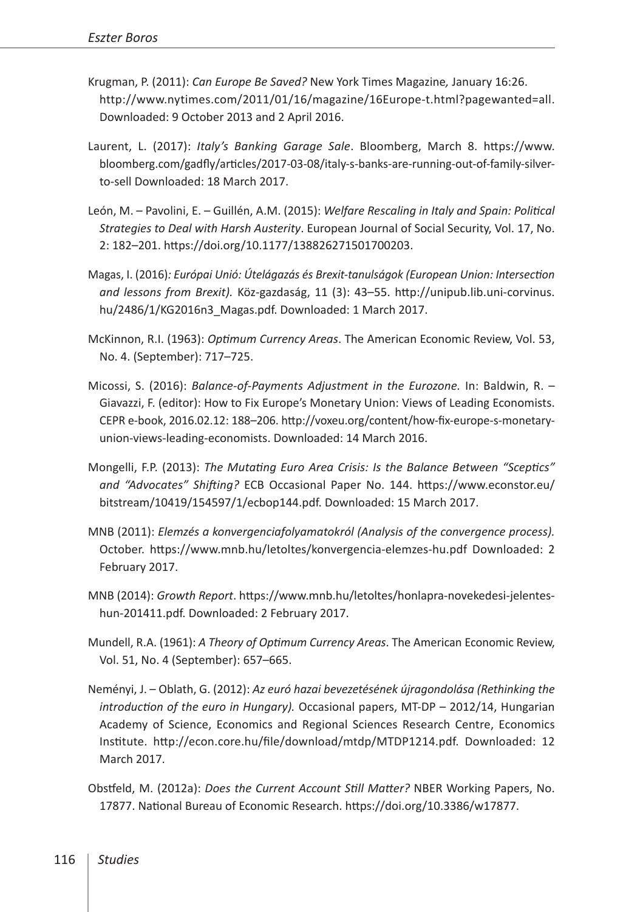Krugman, P. (2011): *Can Europe Be Saved?* New York Times Magazine*,* January 16:26. http://www.nytimes.com/2011/01/16/magazine/16Europe-t.html?pagewanted=all. Downloaded: 9 October 2013 and 2 April 2016.

Laurent, L. (2017): *Italy's Banking Garage Sale*. Bloomberg, March 8. https://www.bloomberg.com/gadfly/articles/2017-03-08/italy-s-banks-are-running-out-of-family-silver-to-sell Downloaded: 18 March 2017.

León, M. – Pavolini, E. – Guillén, A.M. (2015): *Welfare Rescaling in Italy and Spain: Political Strategies to Deal with Harsh Austerity*. European Journal of Social Security, Vol. 17, No. 2: 182–201. https://doi.org/10.1177/138826271501700203.

Magas, I. (2016)*: Európai Unió: Útelágazás és Brexit-tanulságok (European Union: Intersection and lessons from Brexit).* Köz-gazdaság, 11 (3): 43–55. http://unipub.lib.uni-corvinus.hu/2486/1/KG2016n3_Magas.pdf. Downloaded: 1 March 2017.

McKinnon, R.I. (1963): *Optimum Currency Areas*. The American Economic Review*,* Vol. 53, No. 4. (September): 717–725.

Micossi, S. (2016): *Balance-of-Payments Adjustment in the Eurozone.* In: Baldwin, R. – Giavazzi, F. (editor): How to Fix Europe's Monetary Union: Views of Leading Economists. CEPR e-book, 2016.02.12: 188–206. http://voxeu.org/content/how-fix-europe-s-monetary-union-views-leading-economists. Downloaded: 14 March 2016.

Mongelli, F.P. (2013): *The Mutating Euro Area Crisis: Is the Balance Between "Sceptics" and "Advocates" Shifting?* ECB Occasional Paper No. 144. https://www.econstor.eu/bitstream/10419/154597/1/ecbop144.pdf. Downloaded: 15 March 2017.

MNB (2011): *Elemzés a konvergenciafolyamatokról (Analysis of the convergence process).* October. https://www.mnb.hu/letoltes/konvergencia-elemzes-hu.pdf Downloaded: 2 February 2017.

MNB (2014): *Growth Report*. https://www.mnb.hu/letoltes/honlapra-novekedesi-jelentes-hun-201411.pdf. Downloaded: 2 February 2017.

Mundell, R.A. (1961): *A Theory of Optimum Currency Areas*. The American Economic Review, Vol. 51, No. 4 (September): 657–665.

Neményi, J. – Oblath, G. (2012): *Az euró hazai bevezetésének újragondolása (Rethinking the introduction of the euro in Hungary).* Occasional papers, MT-DP – 2012/14, Hungarian Academy of Science, Economics and Regional Sciences Research Centre, Economics Institute. http://econ.core.hu/file/download/mtdp/MTDP1214.pdf. Downloaded: 12 March 2017.

Obstfeld, M. (2012a): *Does the Current Account Still Matter?* NBER Working Papers, No. 17877. National Bureau of Economic Research. https://doi.org/10.3386/w17877.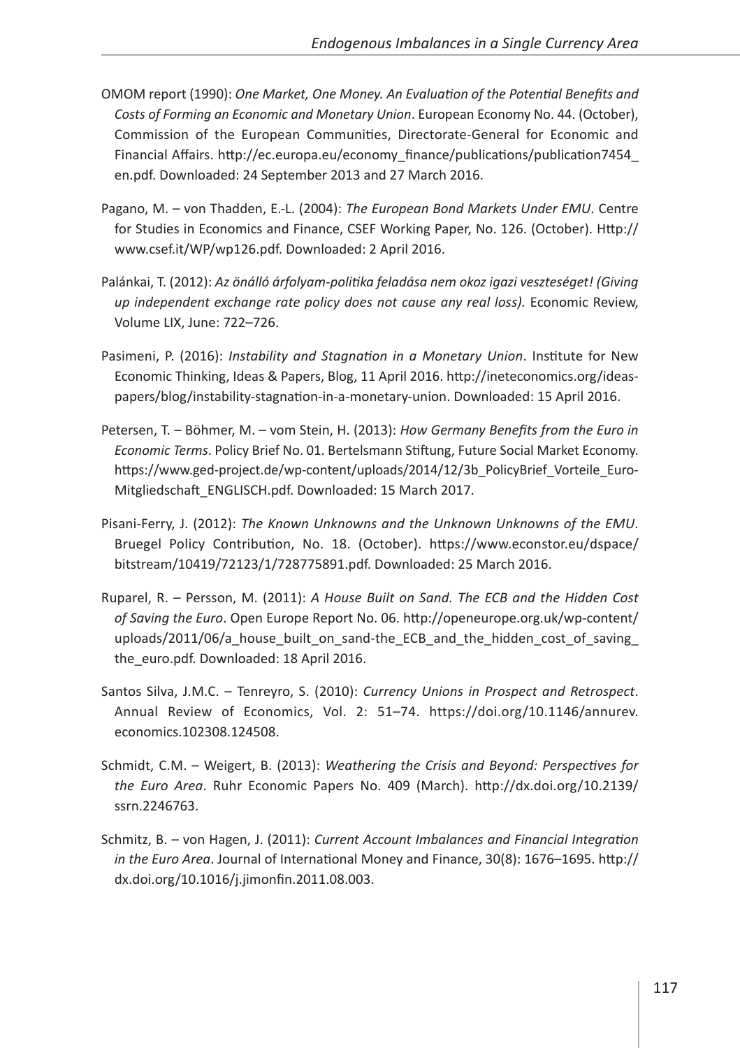OMOM report (1990): *One Market, One Money. An Evaluation of the Potential Benefits and Costs of Forming an Economic and Monetary Union*. European Economy No. 44. (October), Commission of the European Communities, Directorate-General for Economic and Financial Affairs. http://ec.europa.eu/economy_finance/publications/publication7454_en.pdf. Downloaded: 24 September 2013 and 27 March 2016.

Pagano, M. – von Thadden, E.-L. (2004): *The European Bond Markets Under EMU*. Centre for Studies in Economics and Finance, CSEF Working Paper, No. 126. (October). Http://www.csef.it/WP/wp126.pdf. Downloaded: 2 April 2016.

Palánkai, T. (2012): *Az önálló árfolyam-politika feladása nem okoz igazi veszteséget! (Giving up independent exchange rate policy does not cause any real loss).* Economic Review, Volume LIX, June: 722–726.

Pasimeni, P. (2016): *Instability and Stagnation in a Monetary Union*. Institute for New Economic Thinking, Ideas & Papers, Blog, 11 April 2016. http://ineteconomics.org/ideas-papers/blog/instability-stagnation-in-a-monetary-union. Downloaded: 15 April 2016.

Petersen, T. – Böhmer, M. – vom Stein, H. (2013): *How Germany Benefits from the Euro in Economic Terms*. Policy Brief No. 01. Bertelsmann Stiftung, Future Social Market Economy. https://www.ged-project.de/wp-content/uploads/2014/12/3b_PolicyBrief_Vorteile_Euro-Mitgliedschaft_ENGLISCH.pdf. Downloaded: 15 March 2017.

Pisani-Ferry, J. (2012): *The Known Unknowns and the Unknown Unknowns of the EMU*. Bruegel Policy Contribution, No. 18. (October). https://www.econstor.eu/dspace/bitstream/10419/72123/1/728775891.pdf. Downloaded: 25 March 2016.

Ruparel, R. – Persson, M. (2011): *A House Built on Sand. The ECB and the Hidden Cost of Saving the Euro*. Open Europe Report No. 06. http://openeurope.org.uk/wp-content/uploads/2011/06/a_house_built_on_sand-the_ECB_and_the_hidden_cost_of_saving_the_euro.pdf. Downloaded: 18 April 2016.

Santos Silva, J.M.C. – Tenreyro, S. (2010): *Currency Unions in Prospect and Retrospect*. Annual Review of Economics, Vol. 2: 51–74. https://doi.org/10.1146/annurev.economics.102308.124508.

Schmidt, C.M. – Weigert, B. (2013): *Weathering the Crisis and Beyond: Perspectives for the Euro Area*. Ruhr Economic Papers No. 409 (March). http://dx.doi.org/10.2139/ssrn.2246763.

Schmitz, B. – von Hagen, J. (2011): *Current Account Imbalances and Financial Integration in the Euro Area*. Journal of International Money and Finance, 30(8): 1676–1695. http://dx.doi.org/10.1016/j.jimonfin.2011.08.003.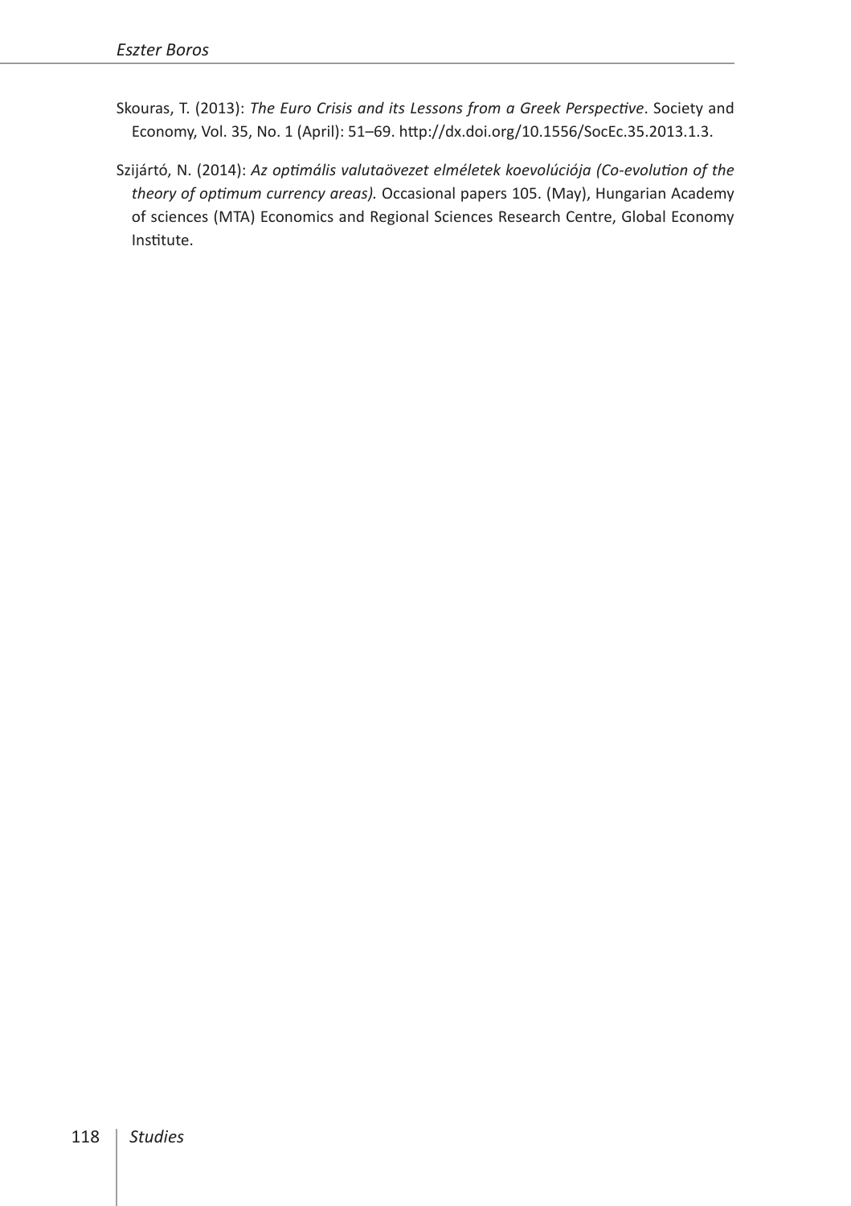Skouras, T. (2013): *The Euro Crisis and its Lessons from a Greek Perspective*. Society and Economy, Vol. 35, No. 1 (April): 51–69. http://dx.doi.org/10.1556/SocEc.35.2013.1.3.

Szijártó, N. (2014): *Az optimális valutaövezet elméletek koevolúciója (Co-evolution of the theory of optimum currency areas).* Occasional papers 105. (May), Hungarian Academy of sciences (MTA) Economics and Regional Sciences Research Centre, Global Economy Institute.